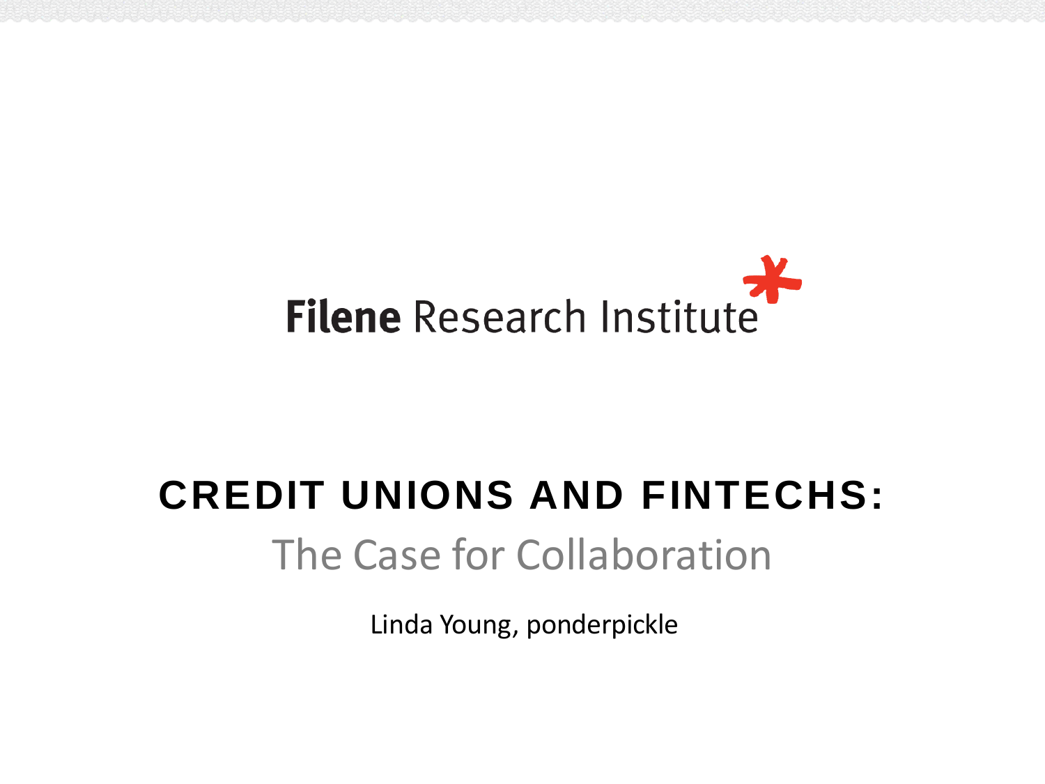Filene Research Institute

# CREDIT UNIONS AND FINTECHS:

## The Case for Collaboration

Linda Young, ponderpickle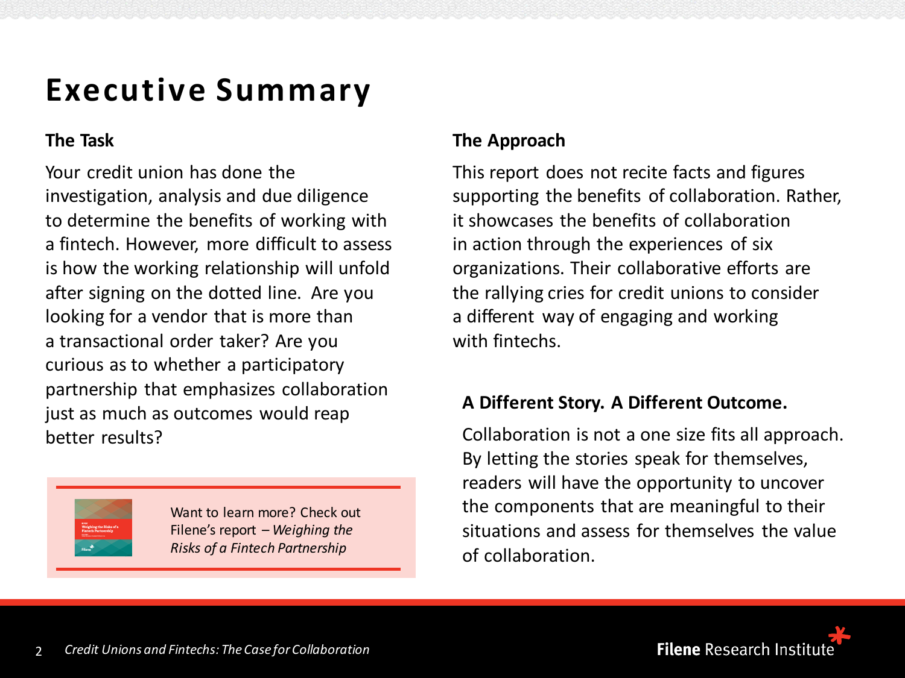# Executive Summary

### The Task

Your credit union has done the investigation, analysis and due diligence to determine the benefits of working with a fintech. However, more difficult to assess is how the working relationship will unfold after signing on the dotted line. Are you looking for a vendor that is more than a transactional order taker? Are you curious as to whether a participatory partnership that emphasizes collaboration just as much as outcomes would reap better results?

Want to learn more? Check out Filene's report – *Weighing the Risks of a Fintech Partnership*

### The Approach

This report does not recite facts and figures supporting the benefits of collaboration. Rather, it showcases the benefits of collaboration in action through the experiences of six organizations. Their collaborative efforts are the rallying cries for credit unions to consider a different way of engaging and working with fintechs.

### A Different Story. A Different Outcome.

Collaboration is not a one size fits all approach. By letting the stories speak for themselves, readers will have the opportunity to uncover the components that are meaningful to their situations and assess for themselves the value of collaboration.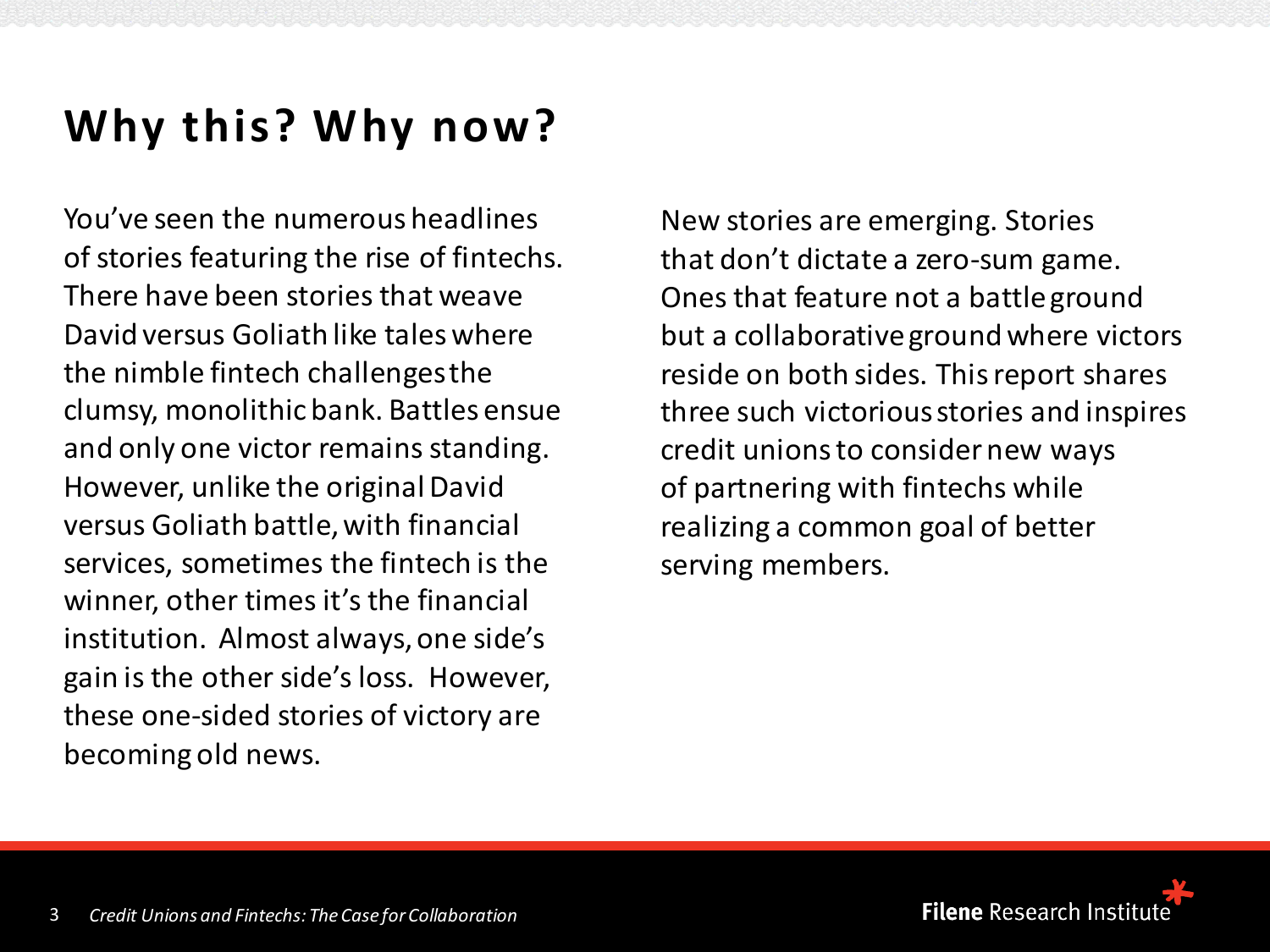# Why this? Why now?

You've seen the numerous headlines of stories featuring the rise of fintechs. There have been stories that weave David versus Goliath like tales where the nimble fintech challenges the clumsy, monolithic bank. Battles ensue and only one victor remains standing. However, unlike the original David versus Goliath battle, with financial services, sometimes the fintech is the winner, other times it's the financial institution. Almost always, one side's gain is the other side's loss. However, these one-sided stories of victory are becoming old news.

New stories are emerging. Stories that don't dictate a zero-sum game. Ones that feature not a battle ground but a collaborative ground where victors reside on both sides. This report shares three such victorious stories and inspires credit unions to consider new ways of partnering with fintechs while realizing a common goal of better serving members.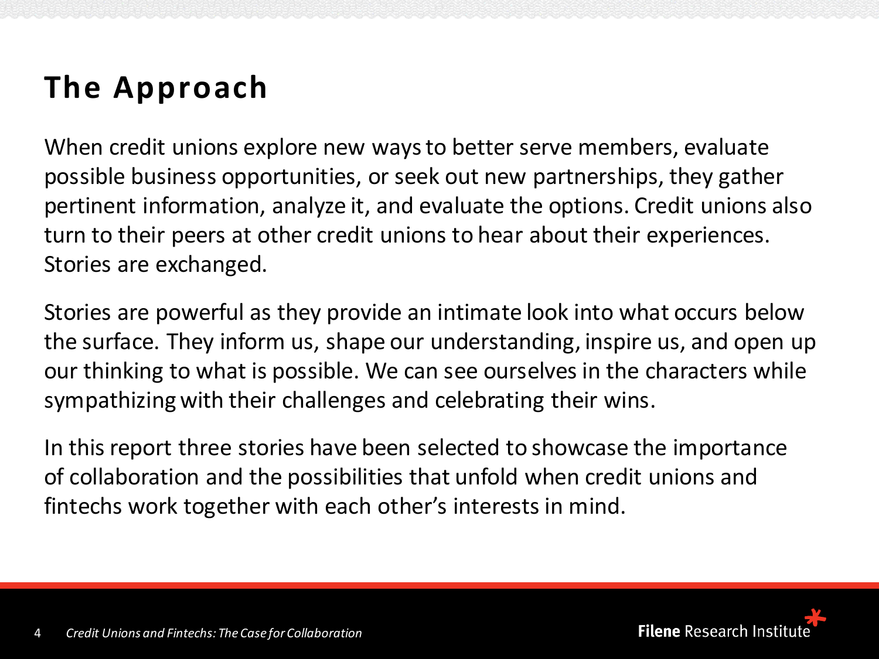# The Approach

When credit unions explore new ways to better serve members, evaluate possible business opportunities, or seek out new partnerships, they gather pertinent information, analyze it, and evaluate the options. Credit unions also turn to their peers at other credit unions to hear about their experiences. Stories are exchanged.

Stories are powerful as they provide an intimate look into what occurs below the surface. They inform us, shape our understanding, inspire us, and open up our thinking to what is possible. We can see ourselves in the characters while sympathizing with their challenges and celebrating their wins.

In this report three stories have been selected to showcase the importance of collaboration and the possibilities that unfold when credit unions and fintechs work together with each other's interests in mind.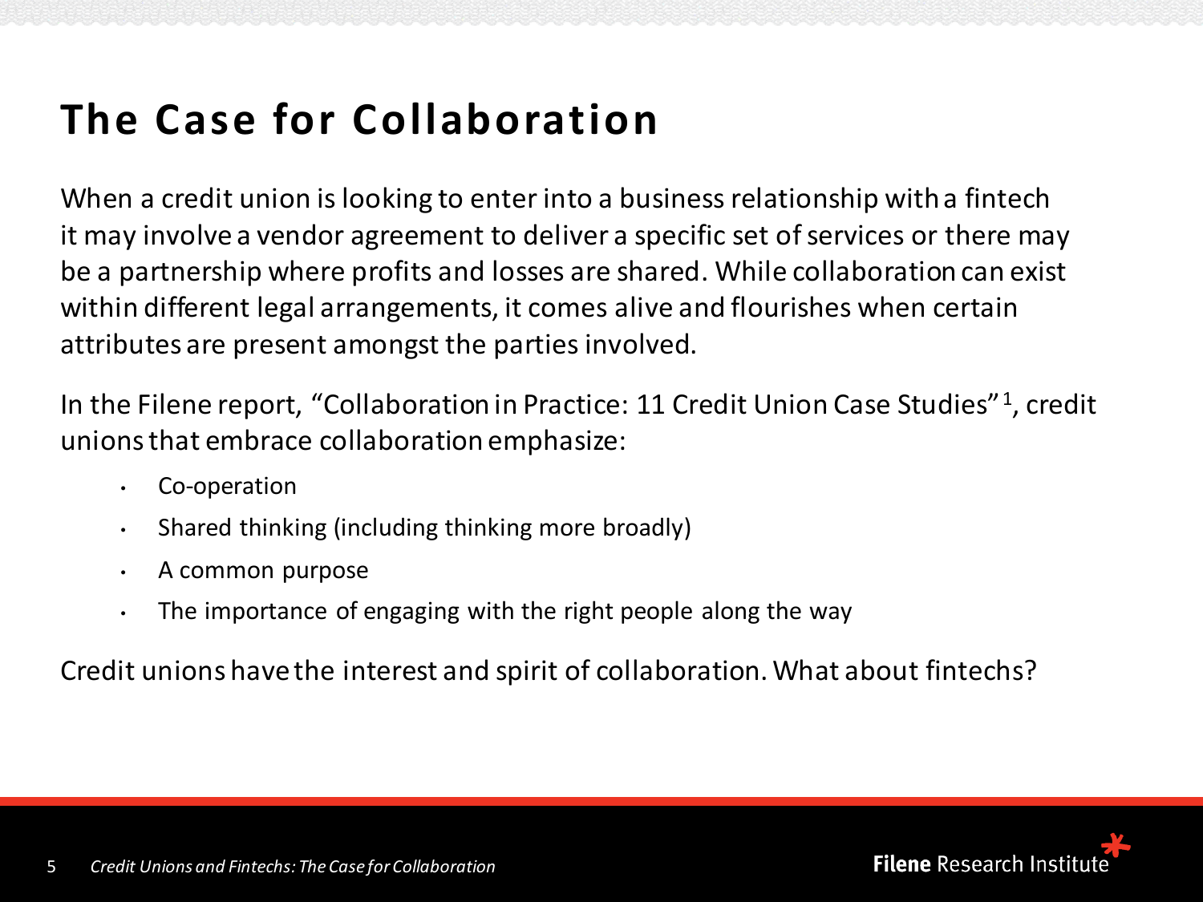# The Case for Collaboration

When a credit union is looking to enter into a business relationship with a fintech it may involve a vendor agreement to deliver a specific set of services or there may be a partnership where profits and losses are shared. While collaboration can exist within different legal arrangements, it comes alive and flourishes when certain attributes are present amongst the parties involved.

In the Filene report, "Collaboration in Practice: 11 Credit Union Case Studies"[1], credit unions that embrace collaboration emphasize:

- Co-operation
- Shared thinking (including thinking more broadly)
- A common purpose
- The importance of engaging with the right people along the way

Credit unions have the interest and spirit of collaboration. What about fintechs?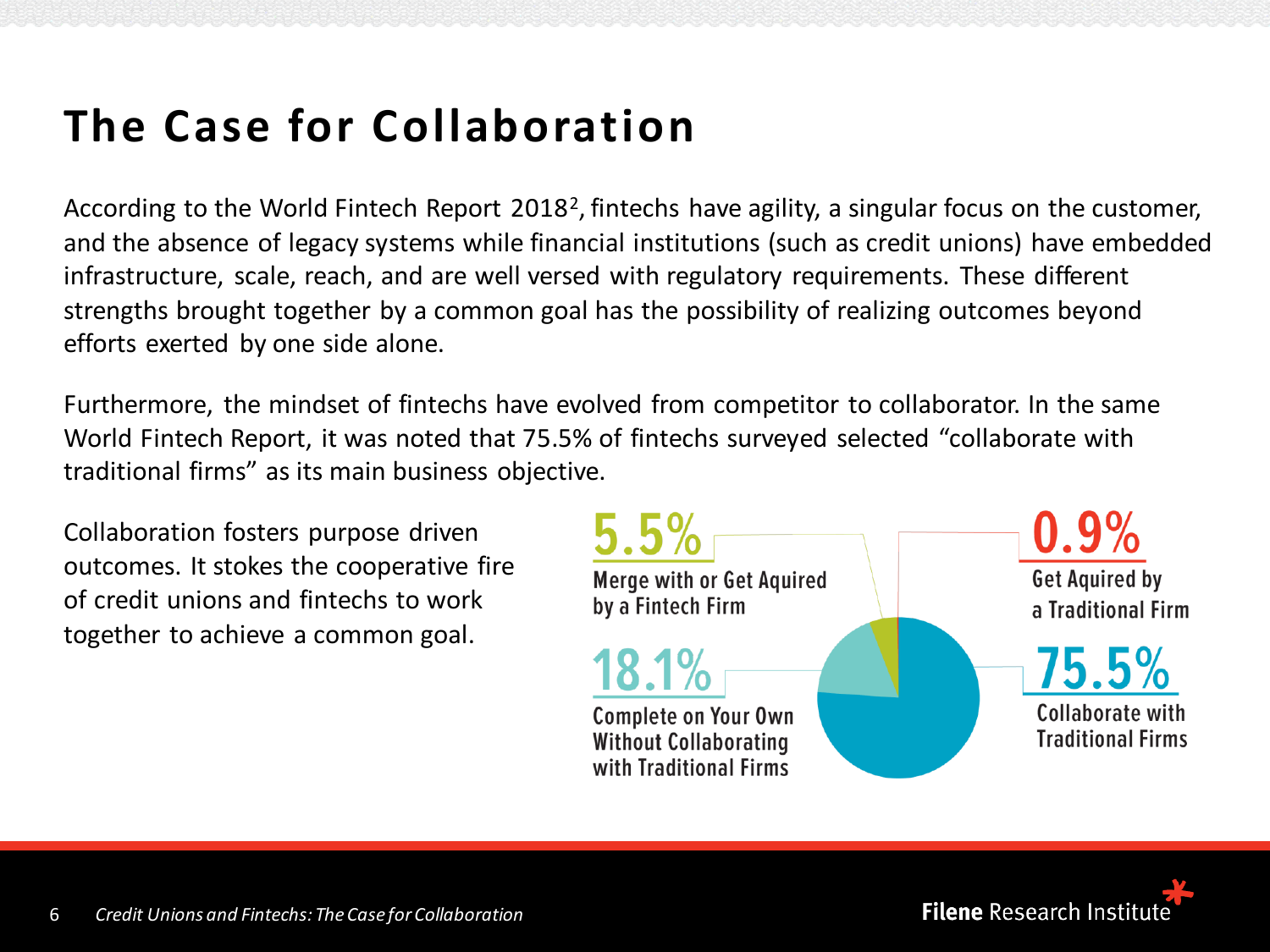# The Case for Collaboration

According to the World Fintech Report 2018[2], fintechs have agility, a singular focus on the customer, and the absence of legacy systems while financial institutions (such as credit unions) have embedded infrastructure, scale, reach, and are well versed with regulatory requirements. These different strengths brought together by a common goal has the possibility of realizing outcomes beyond efforts exerted by one side alone.

Furthermore, the mindset of fintechs have evolved from competitor to collaborator. In the same World Fintech Report, it was noted that 75.5% of fintechs surveyed selected "collaborate with traditional firms" as its main business objective.

Collaboration fosters purpose driven outcomes. It stokes the cooperative fire of credit unions and fintechs to work together to achieve a common goal.

5.5%
Merge with or Get Aquired by a Fintech Firm

18.1%
Complete on Your Own Without Collaborating with Traditional Firms

0.9%
Get Aquired by a Traditional Firm

75.5%
Collaborate with Traditional Firms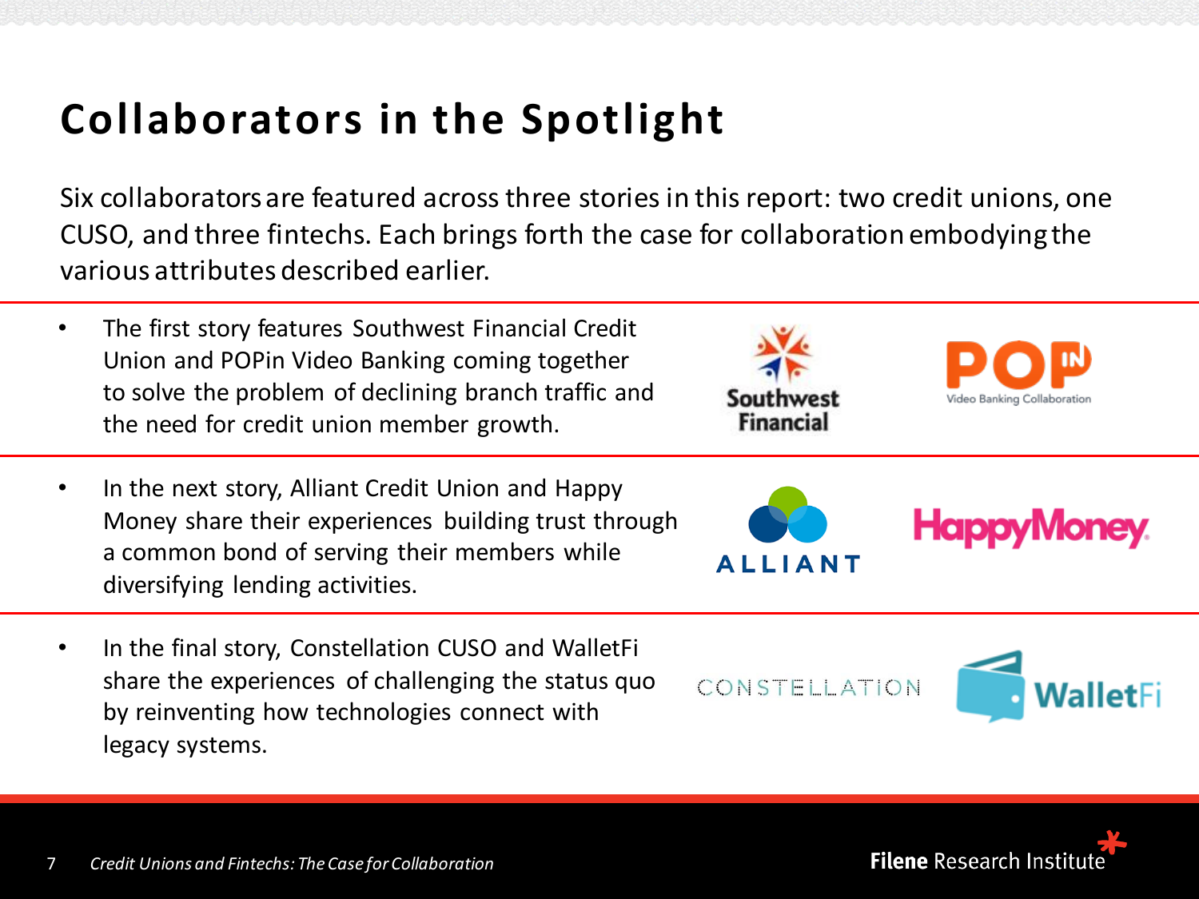# Collaborators in the Spotlight

Six collaborators are featured across three stories in this report: two credit unions, one CUSO, and three fintechs. Each brings forth the case for collaboration embodying the various attributes described earlier.

- The first story features Southwest Financial Credit Union and POPin Video Banking coming together to solve the problem of declining branch traffic and the need for credit union member growth.
- In the next story, Alliant Credit Union and Happy Money share their experiences building trust through a common bond of serving their members while diversifying lending activities.
- In the final story, Constellation CUSO and WalletFi share the experiences of challenging the status quo by reinventing how technologies connect with legacy systems.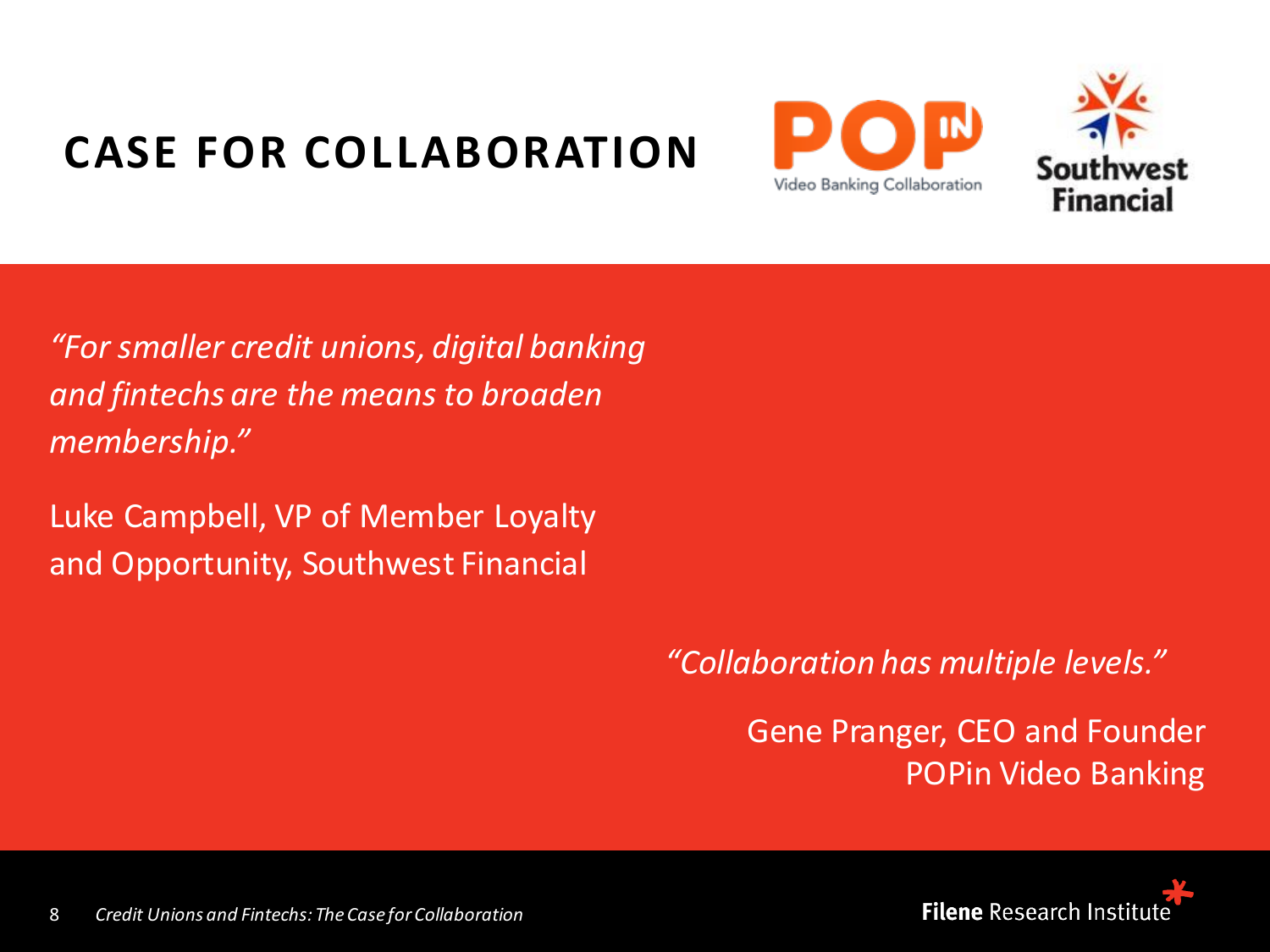# CASE FOR COLLABORATION

POP IN Video Banking Collaboration

Southwest Financial

*"For smaller credit unions, digital banking and fintechs are the means to broaden membership."*

Luke Campbell, VP of Member Loyalty and Opportunity, Southwest Financial

*"Collaboration has multiple levels."*

Gene Pranger, CEO and Founder
POPin Video Banking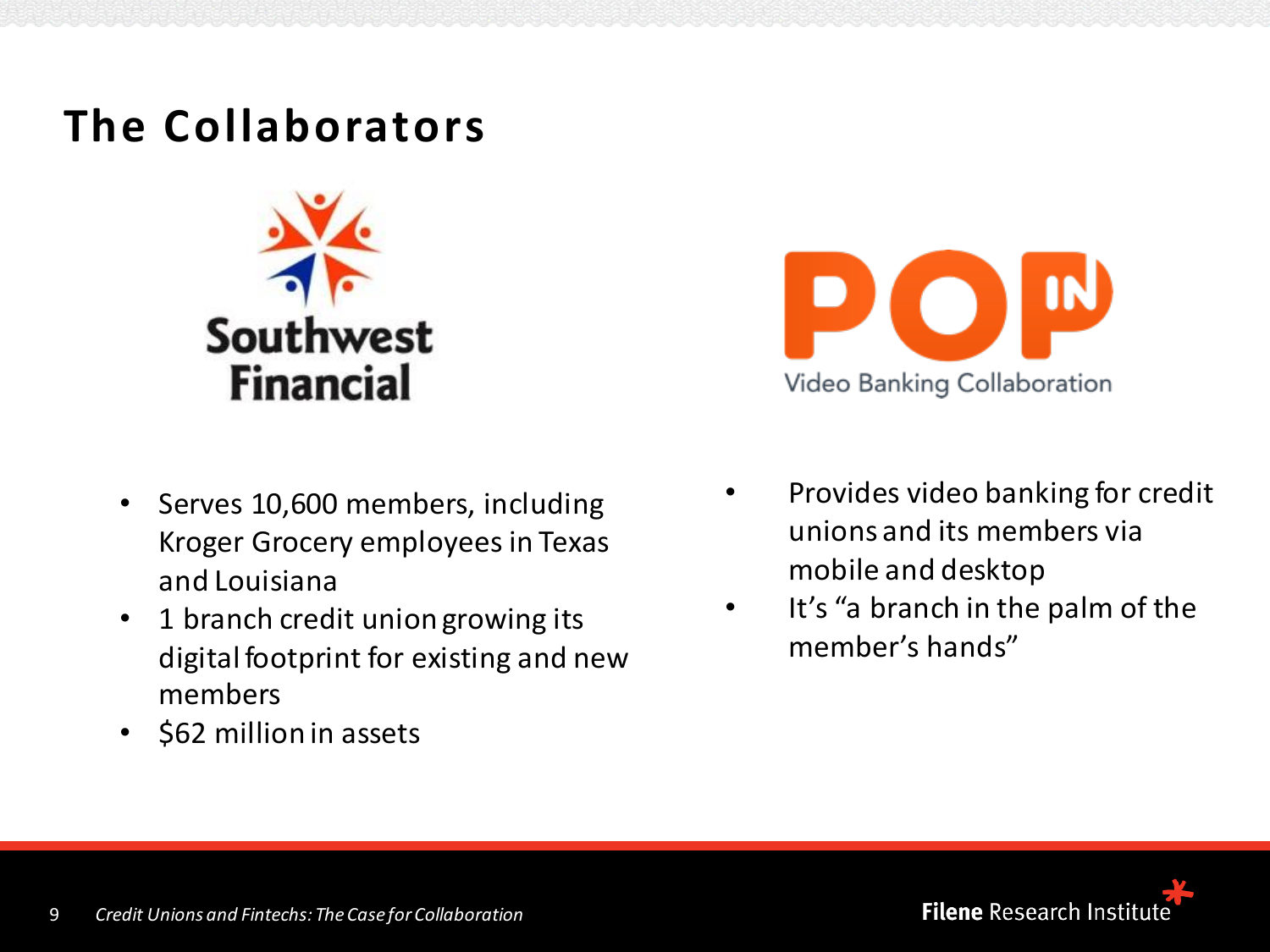# The Collaborators

Southwest Financial

- Serves 10,600 members, including Kroger Grocery employees in Texas and Louisiana
- 1 branch credit union growing its digital footprint for existing and new members
- $62 million in assets

POP IN
Video Banking Collaboration

- Provides video banking for credit unions and its members via mobile and desktop
- It's "a branch in the palm of the member's hands"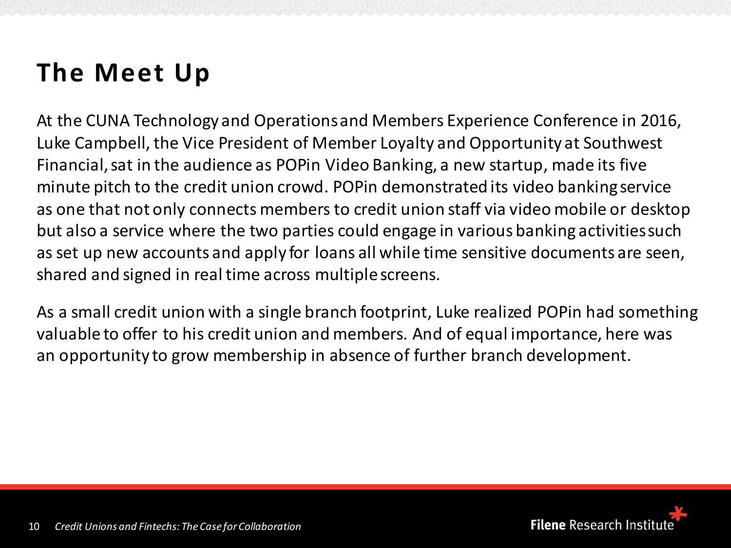# The Meet Up

At the CUNA Technology and Operations and Members Experience Conference in 2016, Luke Campbell, the Vice President of Member Loyalty and Opportunity at Southwest Financial, sat in the audience as POPin Video Banking, a new startup, made its five minute pitch to the credit union crowd. POPin demonstrated its video banking service as one that not only connects members to credit union staff via video mobile or desktop but also a service where the two parties could engage in various banking activities such as set up new accounts and apply for loans all while time sensitive documents are seen, shared and signed in real time across multiple screens.

As a small credit union with a single branch footprint, Luke realized POPin had something valuable to offer to his credit union and members. And of equal importance, here was an opportunity to grow membership in absence of further branch development.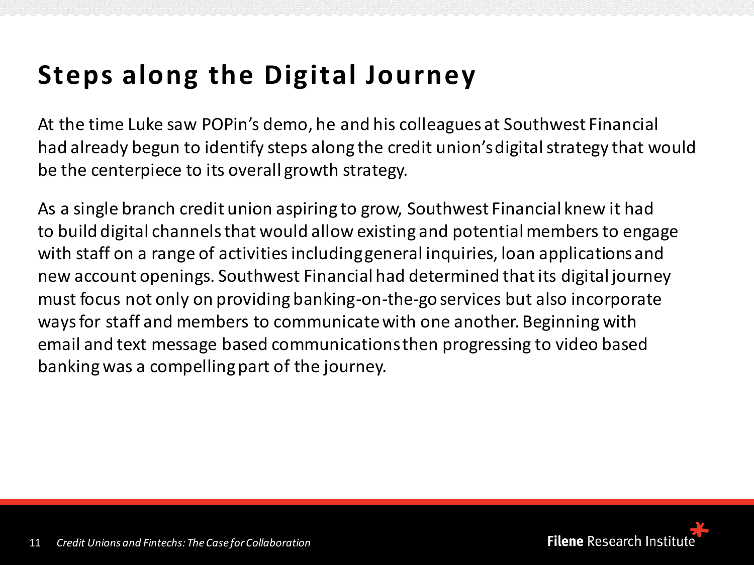# Steps along the Digital Journey

At the time Luke saw POPin's demo, he and his colleagues at Southwest Financial had already begun to identify steps along the credit union's digital strategy that would be the centerpiece to its overall growth strategy.

As a single branch credit union aspiring to grow, Southwest Financial knew it had to build digital channels that would allow existing and potential members to engage with staff on a range of activities including general inquiries, loan applications and new account openings. Southwest Financial had determined that its digital journey must focus not only on providing banking-on-the-go services but also incorporate ways for staff and members to communicate with one another. Beginning with email and text message based communications then progressing to video based banking was a compelling part of the journey.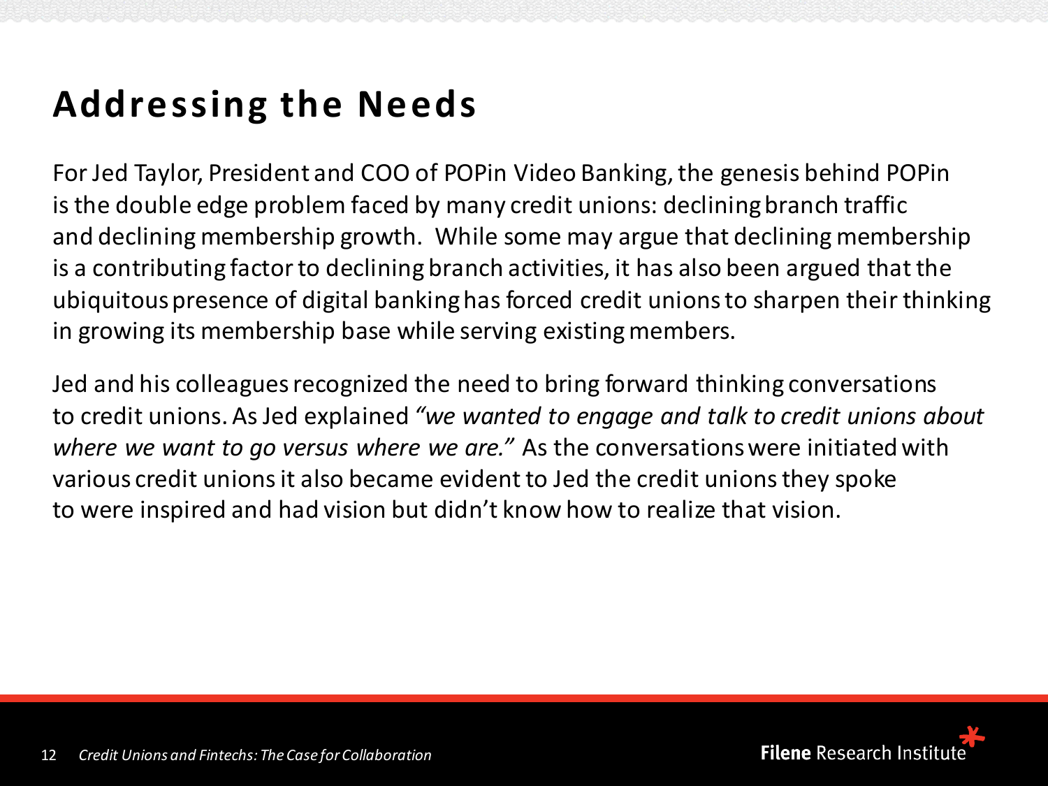# Addressing the Needs

For Jed Taylor, President and COO of POPin Video Banking, the genesis behind POPin is the double edge problem faced by many credit unions: declining branch traffic and declining membership growth. While some may argue that declining membership is a contributing factor to declining branch activities, it has also been argued that the ubiquitous presence of digital banking has forced credit unions to sharpen their thinking in growing its membership base while serving existing members.

Jed and his colleagues recognized the need to bring forward thinking conversations to credit unions. As Jed explained *"we wanted to engage and talk to credit unions about where we want to go versus where we are."* As the conversations were initiated with various credit unions it also became evident to Jed the credit unions they spoke to were inspired and had vision but didn't know how to realize that vision.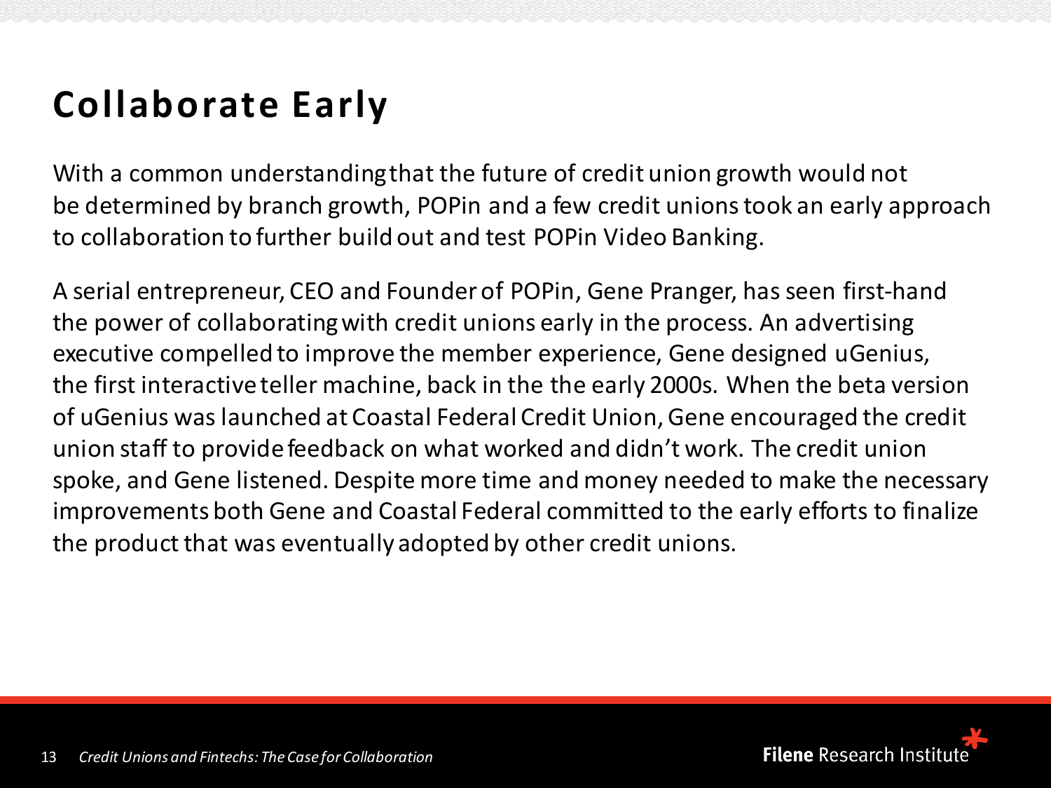# Collaborate Early

With a common understanding that the future of credit union growth would not be determined by branch growth, POPin and a few credit unions took an early approach to collaboration to further build out and test POPin Video Banking.

A serial entrepreneur, CEO and Founder of POPin, Gene Pranger, has seen first-hand the power of collaborating with credit unions early in the process. An advertising executive compelled to improve the member experience, Gene designed uGenius, the first interactive teller machine, back in the the early 2000s. When the beta version of uGenius was launched at Coastal Federal Credit Union, Gene encouraged the credit union staff to provide feedback on what worked and didn't work. The credit union spoke, and Gene listened. Despite more time and money needed to make the necessary improvements both Gene and Coastal Federal committed to the early efforts to finalize the product that was eventually adopted by other credit unions.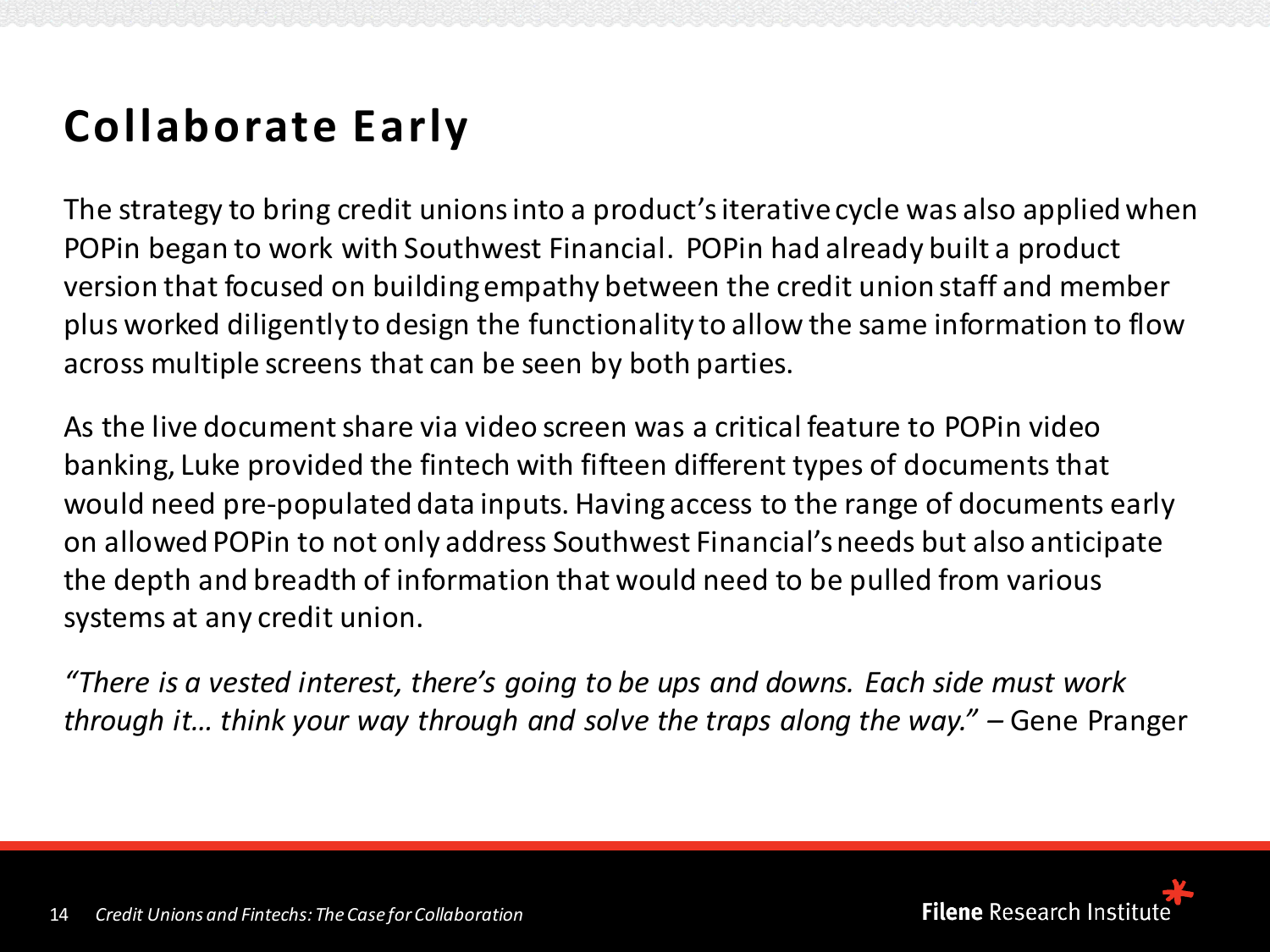# Collaborate Early

The strategy to bring credit unions into a product's iterative cycle was also applied when POPin began to work with Southwest Financial. POPin had already built a product version that focused on building empathy between the credit union staff and member plus worked diligently to design the functionality to allow the same information to flow across multiple screens that can be seen by both parties.

As the live document share via video screen was a critical feature to POPin video banking, Luke provided the fintech with fifteen different types of documents that would need pre-populated data inputs. Having access to the range of documents early on allowed POPin to not only address Southwest Financial's needs but also anticipate the depth and breadth of information that would need to be pulled from various systems at any credit union.

*"There is a vested interest, there's going to be ups and downs. Each side must work through it… think your way through and solve the traps along the way."* – Gene Pranger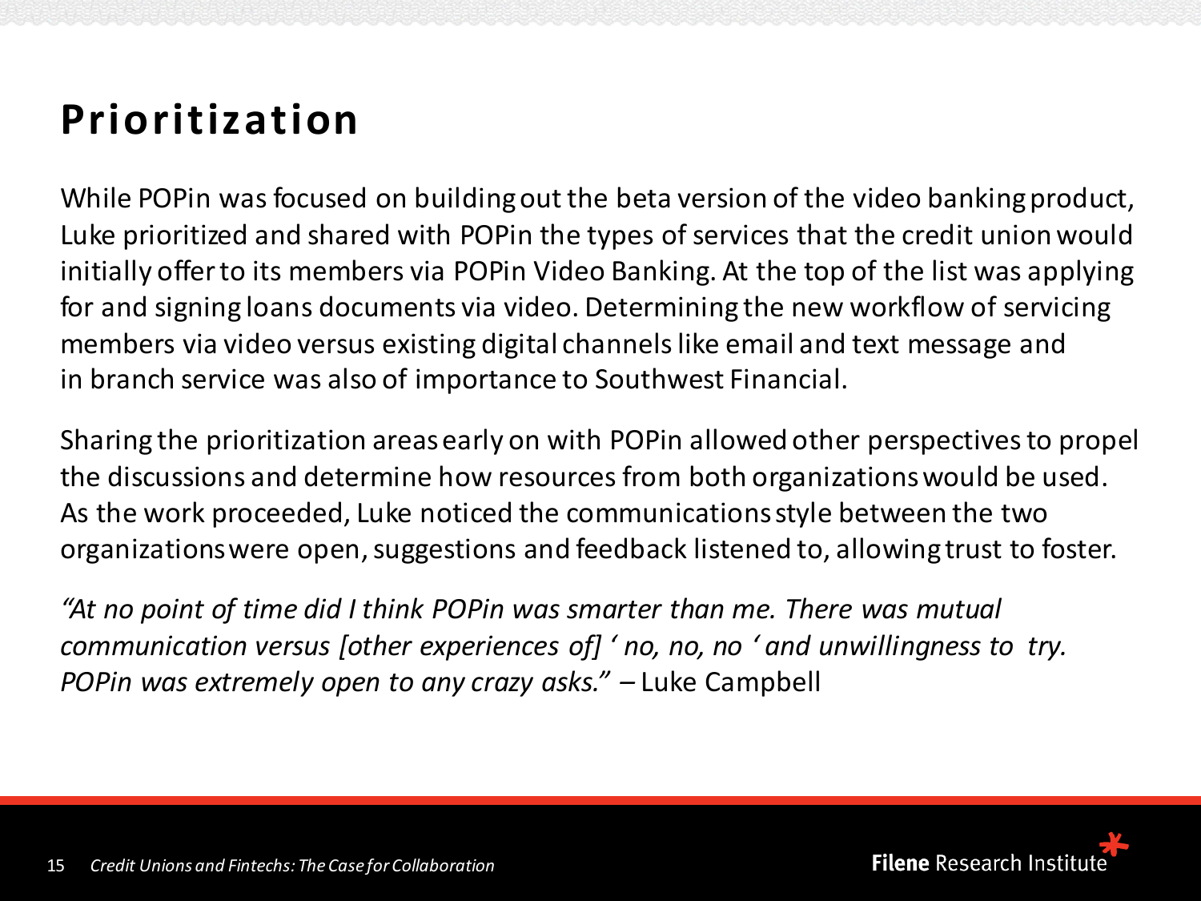# Prioritization

While POPin was focused on building out the beta version of the video banking product, Luke prioritized and shared with POPin the types of services that the credit union would initially offer to its members via POPin Video Banking. At the top of the list was applying for and signing loans documents via video. Determining the new workflow of servicing members via video versus existing digital channels like email and text message and in branch service was also of importance to Southwest Financial.

Sharing the prioritization areas early on with POPin allowed other perspectives to propel the discussions and determine how resources from both organizations would be used. As the work proceeded, Luke noticed the communications style between the two organizations were open, suggestions and feedback listened to, allowing trust to foster.

*"At no point of time did I think POPin was smarter than me. There was mutual communication versus [other experiences of] ' no, no, no ' and unwillingness to try. POPin was extremely open to any crazy asks."* – Luke Campbell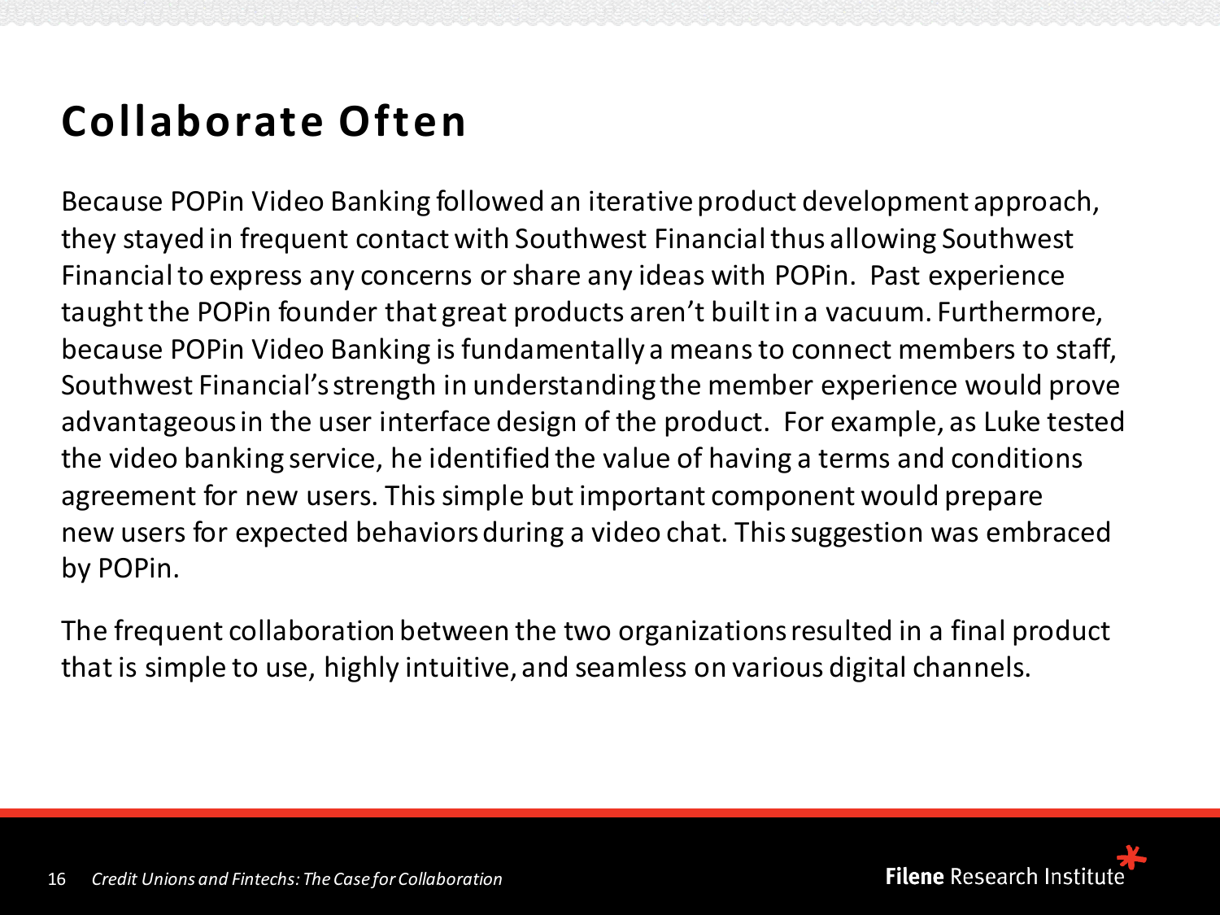# Collaborate Often

Because POPin Video Banking followed an iterative product development approach, they stayed in frequent contact with Southwest Financial thus allowing Southwest Financial to express any concerns or share any ideas with POPin. Past experience taught the POPin founder that great products aren't built in a vacuum. Furthermore, because POPin Video Banking is fundamentally a means to connect members to staff, Southwest Financial's strength in understanding the member experience would prove advantageous in the user interface design of the product. For example, as Luke tested the video banking service, he identified the value of having a terms and conditions agreement for new users. This simple but important component would prepare new users for expected behaviors during a video chat. This suggestion was embraced by POPin.

The frequent collaboration between the two organizations resulted in a final product that is simple to use, highly intuitive, and seamless on various digital channels.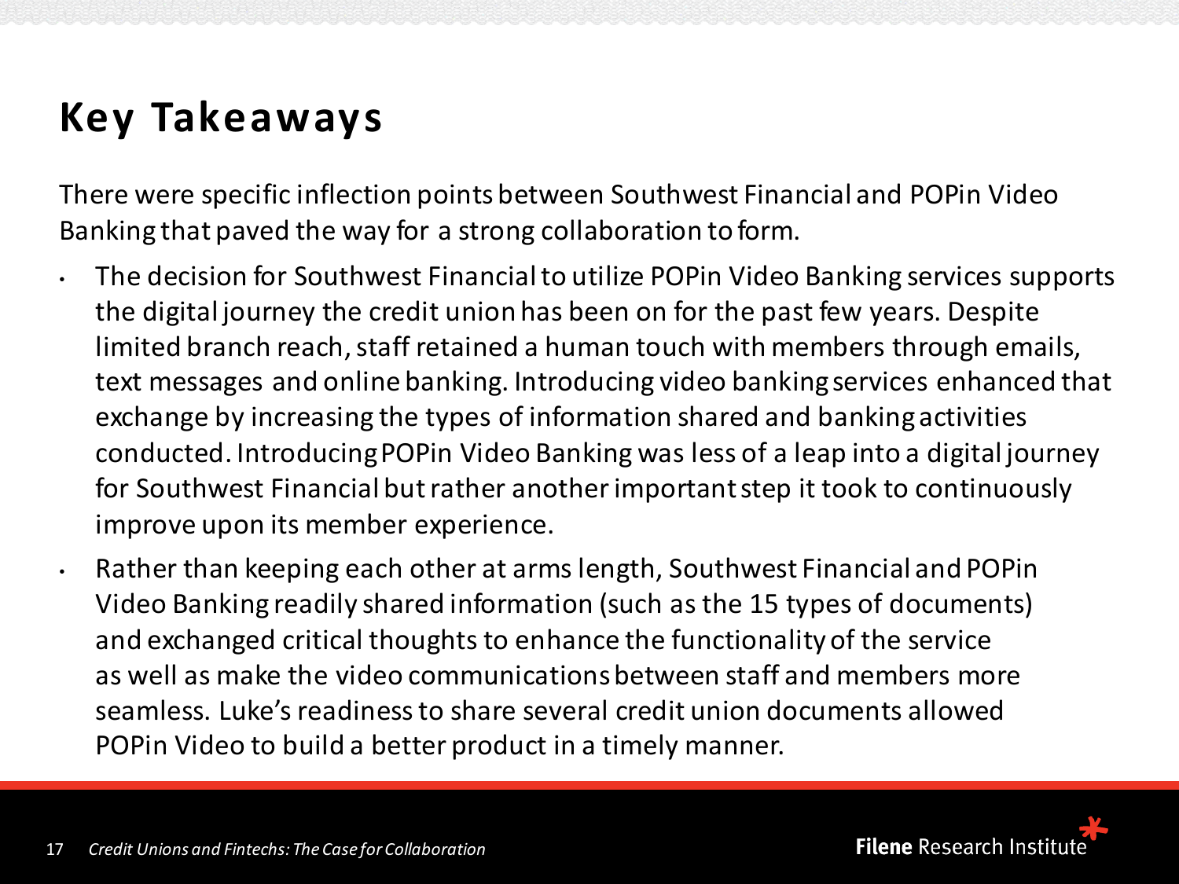# Key Takeaways

There were specific inflection points between Southwest Financial and POPin Video Banking that paved the way for a strong collaboration to form.

- The decision for Southwest Financial to utilize POPin Video Banking services supports the digital journey the credit union has been on for the past few years. Despite limited branch reach, staff retained a human touch with members through emails, text messages and online banking. Introducing video banking services enhanced that exchange by increasing the types of information shared and banking activities conducted. Introducing POPin Video Banking was less of a leap into a digital journey for Southwest Financial but rather another important step it took to continuously improve upon its member experience.
- Rather than keeping each other at arms length, Southwest Financial and POPin Video Banking readily shared information (such as the 15 types of documents) and exchanged critical thoughts to enhance the functionality of the service as well as make the video communications between staff and members more seamless. Luke's readiness to share several credit union documents allowed POPin Video to build a better product in a timely manner.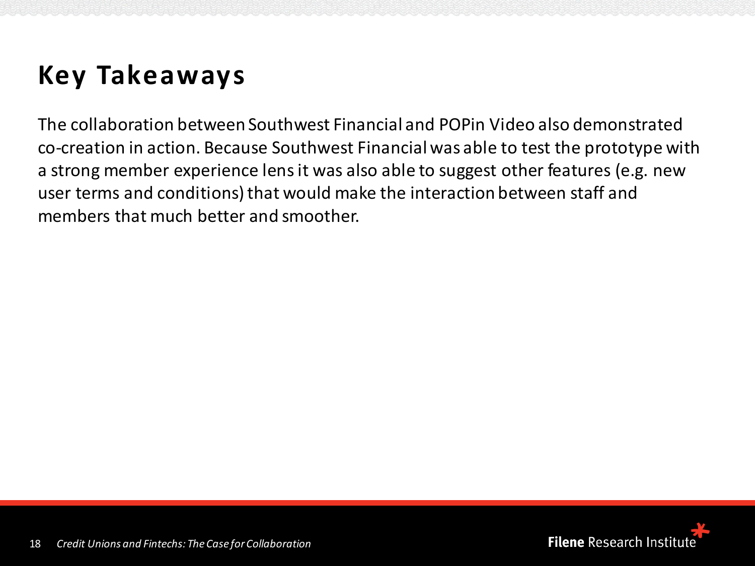# Key Takeaways

The collaboration between Southwest Financial and POPin Video also demonstrated co-creation in action. Because Southwest Financial was able to test the prototype with a strong member experience lens it was also able to suggest other features (e.g. new user terms and conditions) that would make the interaction between staff and members that much better and smoother.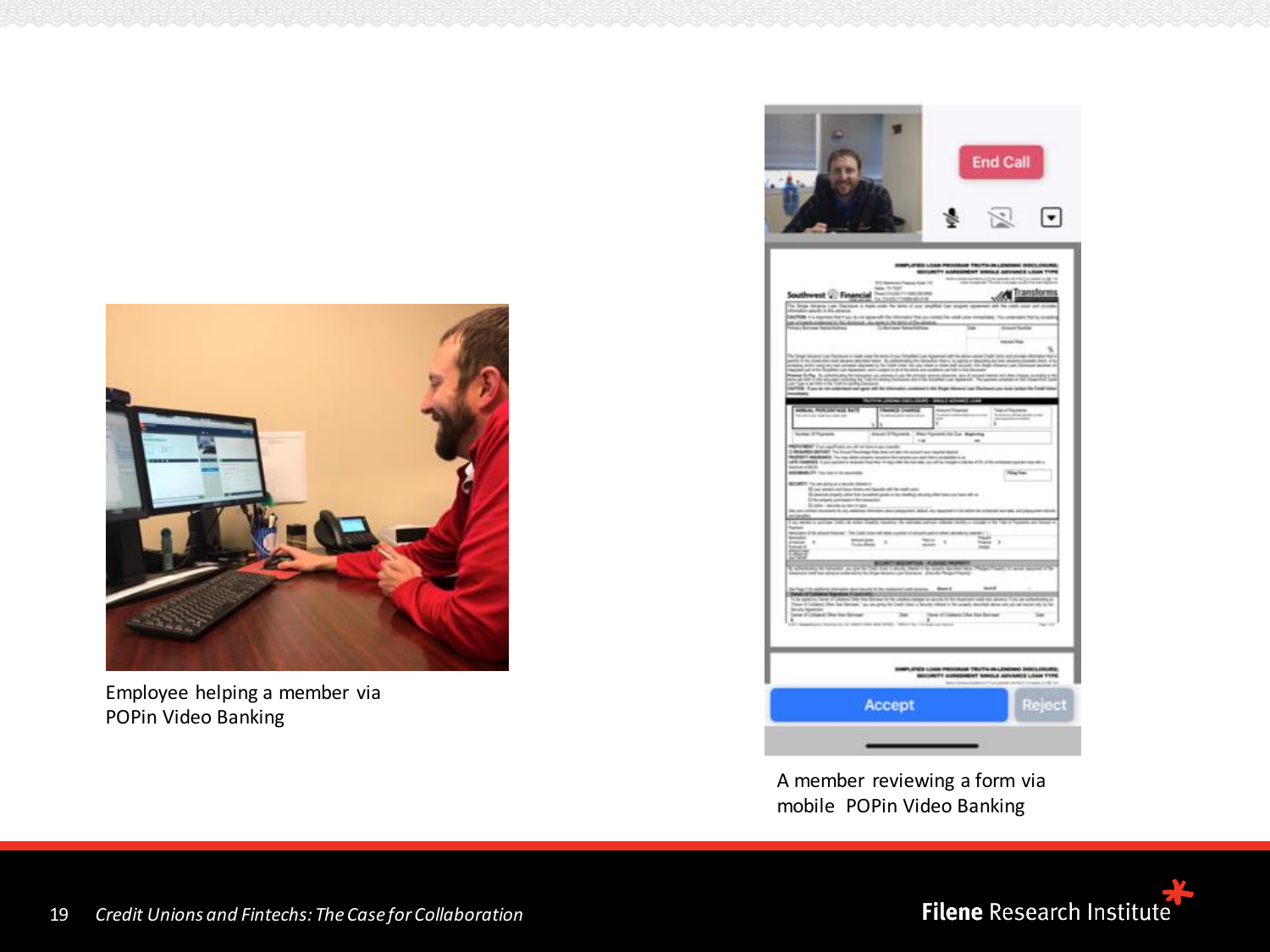Employee helping a member via POPin Video Banking

A member reviewing a form via mobile POPin Video Banking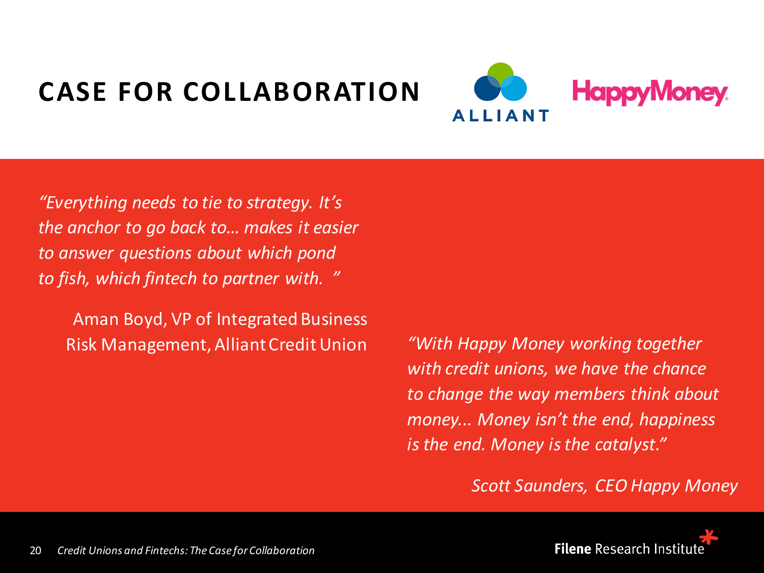# CASE FOR COLLABORATION

ALLIANT

HappyMoney

*"Everything needs to tie to strategy. It's the anchor to go back to… makes it easier to answer questions about which pond to fish, which fintech to partner with. "*

Aman Boyd, VP of Integrated Business Risk Management, Alliant Credit Union

*"With Happy Money working together with credit unions, we have the chance to change the way members think about money... Money isn't the end, happiness is the end. Money is the catalyst."*

*Scott Saunders, CEO Happy Money*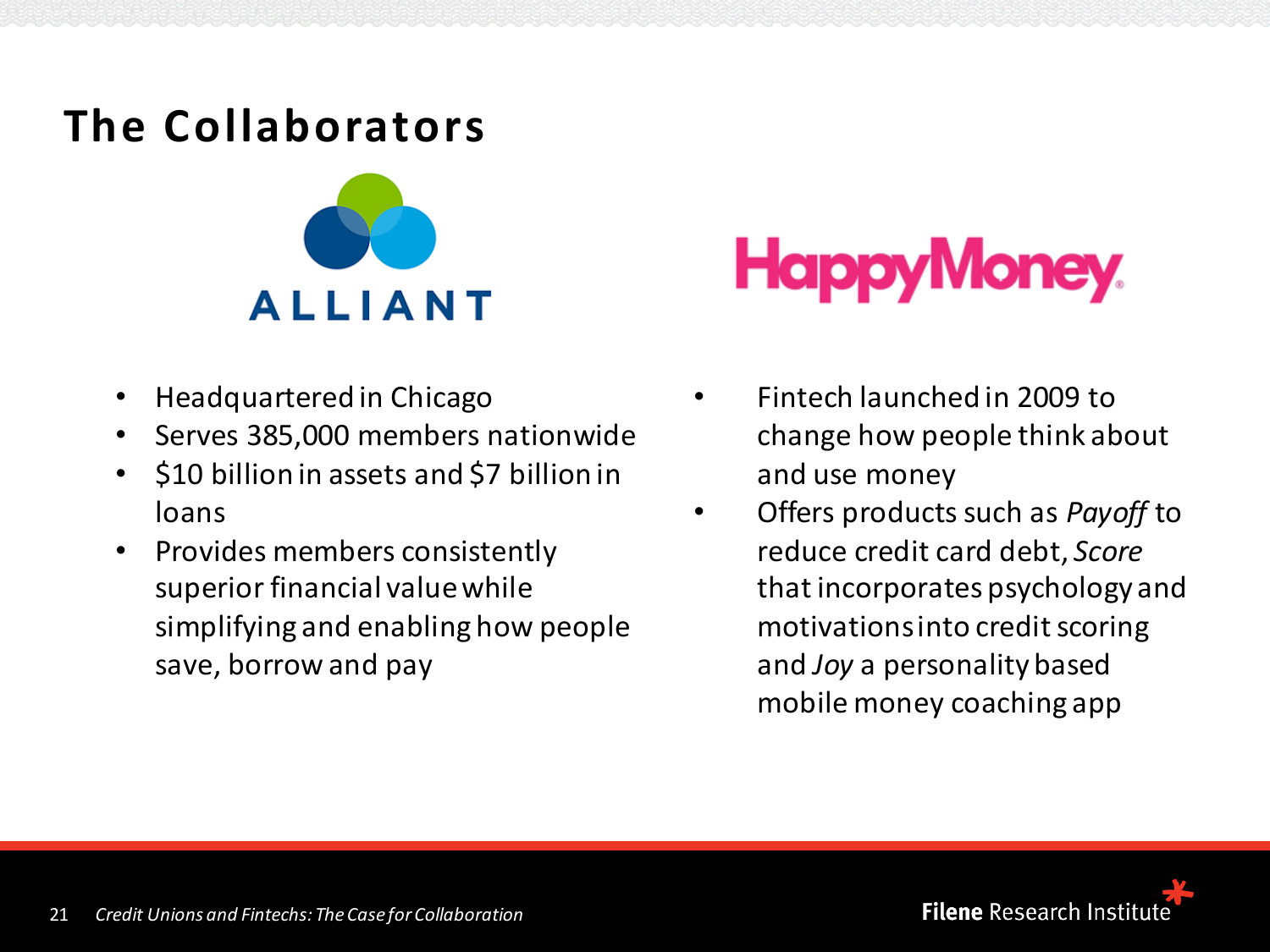# The Collaborators

ALLIANT

- Headquartered in Chicago
- Serves 385,000 members nationwide
- $10 billion in assets and $7 billion in loans
- Provides members consistently superior financial value while simplifying and enabling how people save, borrow and pay

HappyMoney

- Fintech launched in 2009 to change how people think about and use money
- Offers products such as *Payoff* to reduce credit card debt, *Score* that incorporates psychology and motivations into credit scoring and *Joy* a personality based mobile money coaching app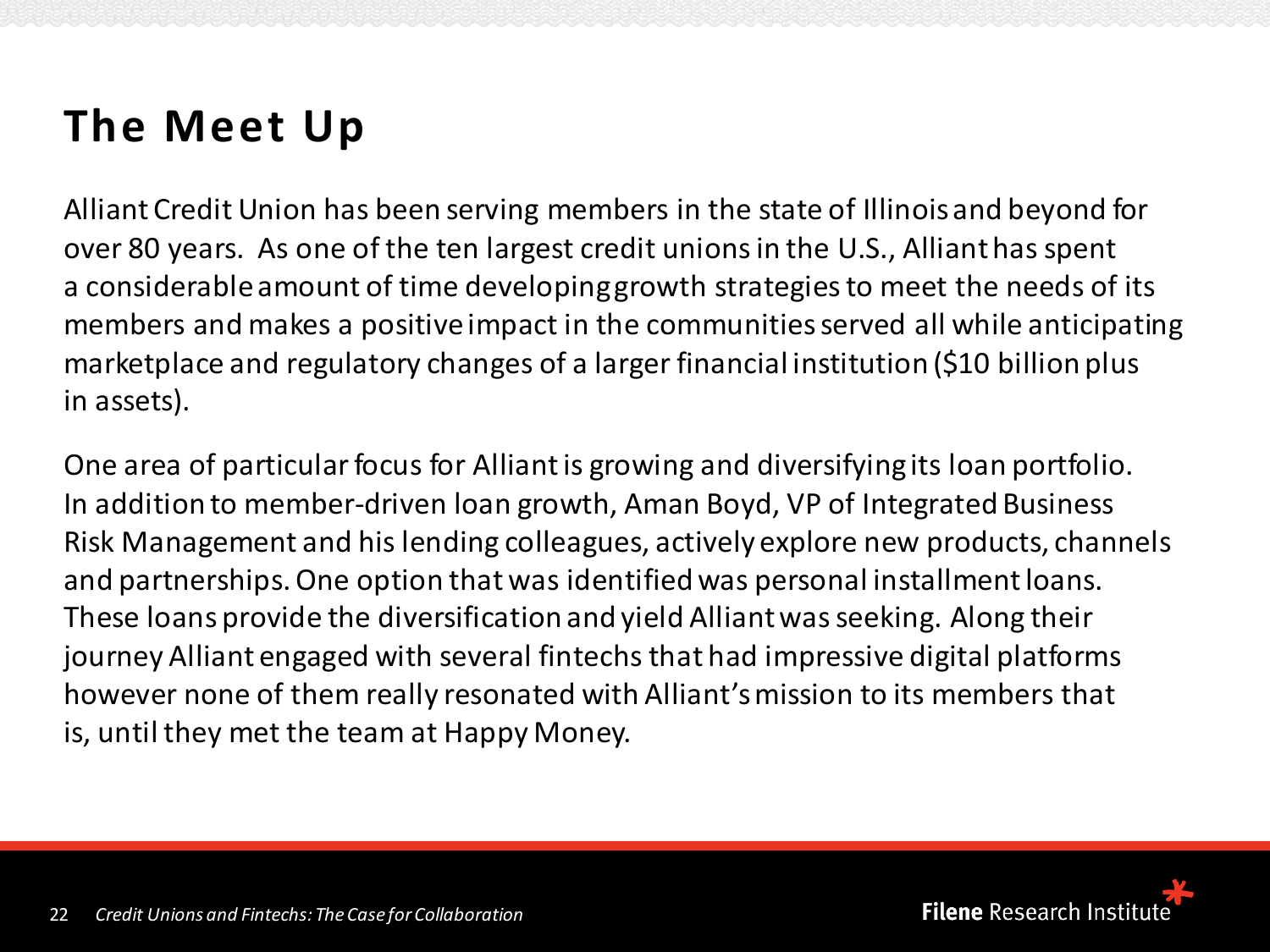# The Meet Up

Alliant Credit Union has been serving members in the state of Illinois and beyond for over 80 years. As one of the ten largest credit unions in the U.S., Alliant has spent a considerable amount of time developing growth strategies to meet the needs of its members and makes a positive impact in the communities served all while anticipating marketplace and regulatory changes of a larger financial institution ($10 billion plus in assets).

One area of particular focus for Alliant is growing and diversifying its loan portfolio. In addition to member-driven loan growth, Aman Boyd, VP of Integrated Business Risk Management and his lending colleagues, actively explore new products, channels and partnerships. One option that was identified was personal installment loans. These loans provide the diversification and yield Alliant was seeking. Along their journey Alliant engaged with several fintechs that had impressive digital platforms however none of them really resonated with Alliant's mission to its members that is, until they met the team at Happy Money.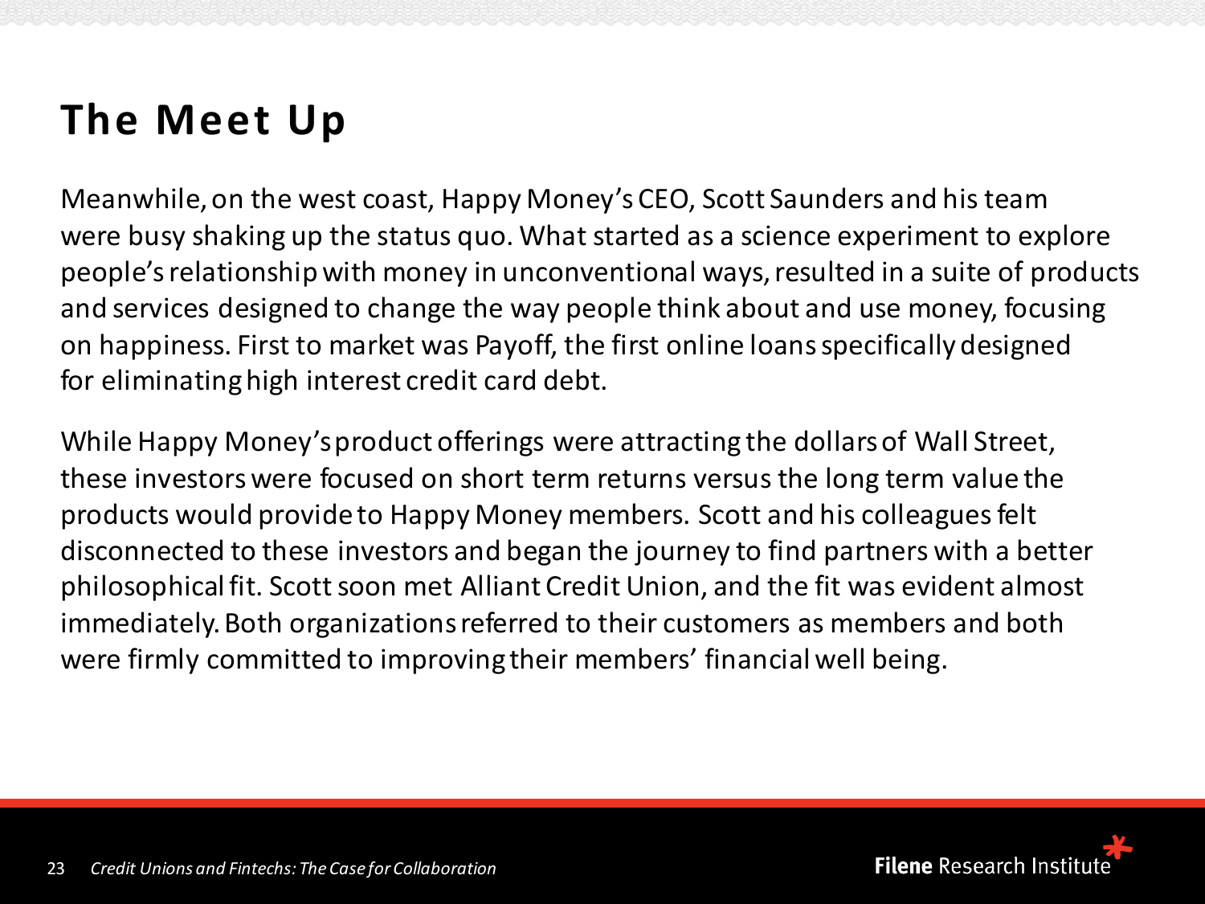# The Meet Up

Meanwhile, on the west coast, Happy Money's CEO, Scott Saunders and his team were busy shaking up the status quo. What started as a science experiment to explore people's relationship with money in unconventional ways, resulted in a suite of products and services designed to change the way people think about and use money, focusing on happiness. First to market was Payoff, the first online loans specifically designed for eliminating high interest credit card debt.

While Happy Money's product offerings were attracting the dollars of Wall Street, these investors were focused on short term returns versus the long term value the products would provide to Happy Money members. Scott and his colleagues felt disconnected to these investors and began the journey to find partners with a better philosophical fit. Scott soon met Alliant Credit Union, and the fit was evident almost immediately. Both organizations referred to their customers as members and both were firmly committed to improving their members' financial well being.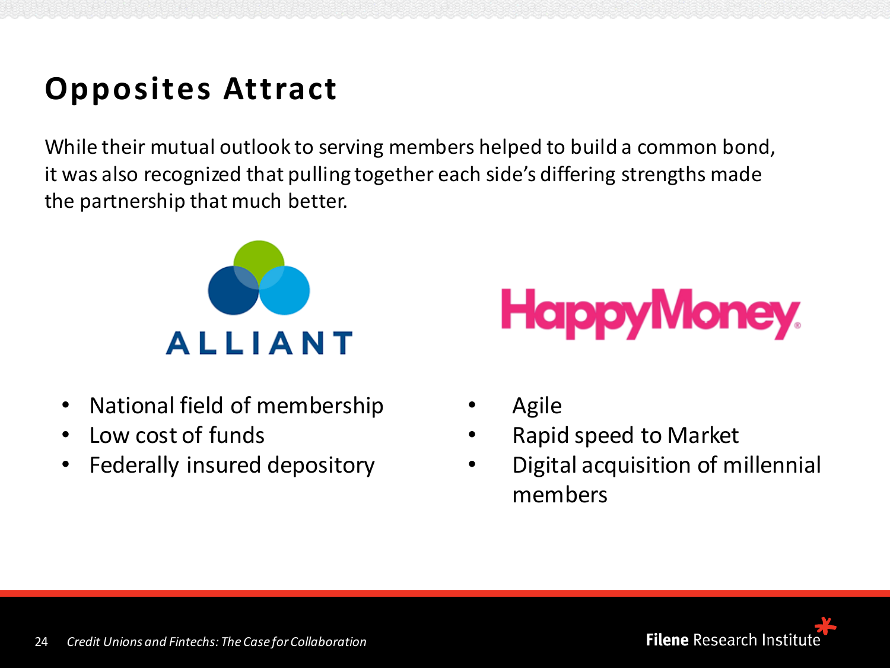# Opposites Attract

While their mutual outlook to serving members helped to build a common bond, it was also recognized that pulling together each side's differing strengths made the partnership that much better.

ALLIANT

- National field of membership
- Low cost of funds
- Federally insured depository

HappyMoney

- Agile
- Rapid speed to Market
- Digital acquisition of millennial members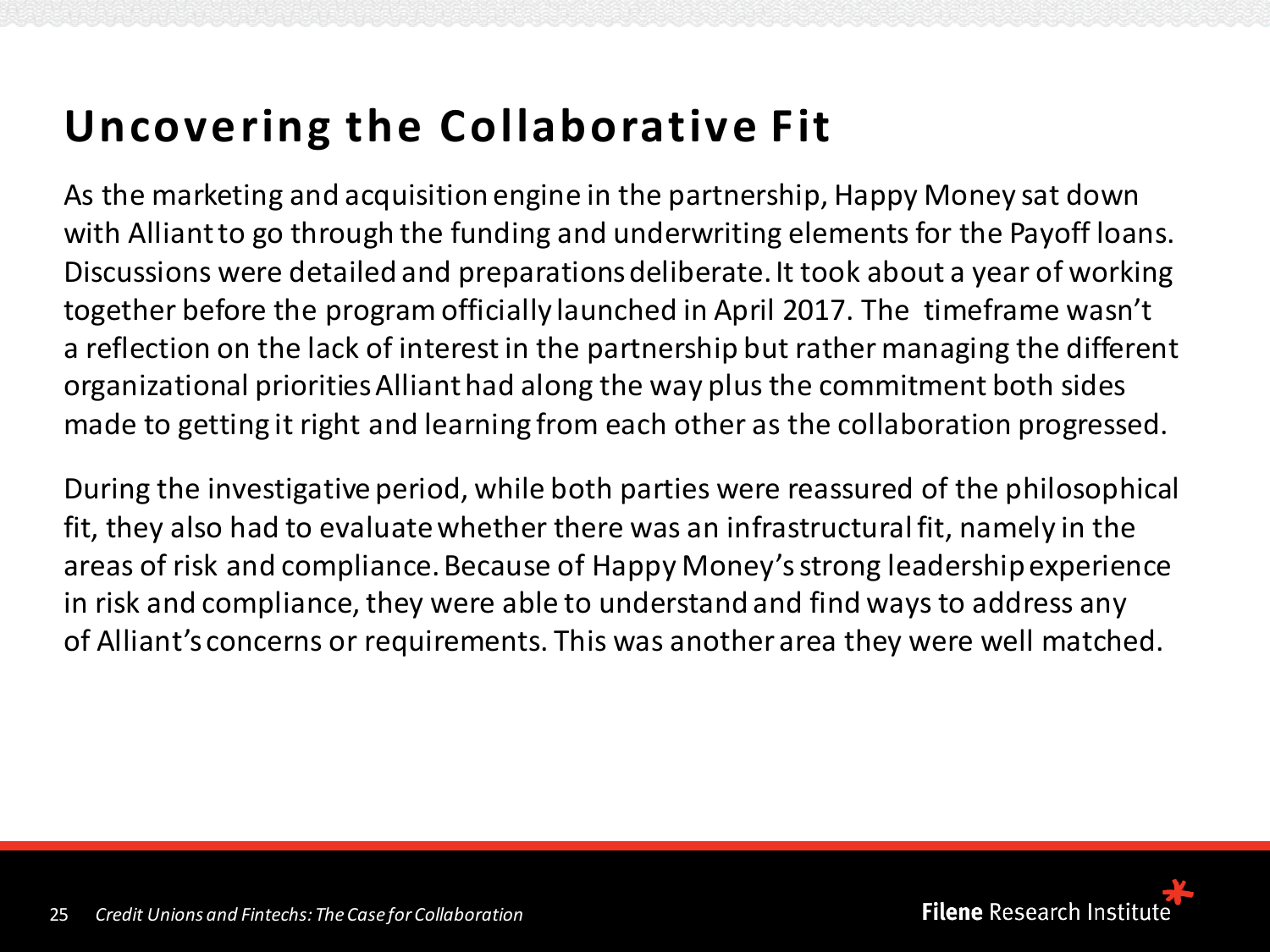# Uncovering the Collaborative Fit

As the marketing and acquisition engine in the partnership, Happy Money sat down with Alliant to go through the funding and underwriting elements for the Payoff loans. Discussions were detailed and preparations deliberate. It took about a year of working together before the program officially launched in April 2017. The timeframe wasn't a reflection on the lack of interest in the partnership but rather managing the different organizational priorities Alliant had along the way plus the commitment both sides made to getting it right and learning from each other as the collaboration progressed.

During the investigative period, while both parties were reassured of the philosophical fit, they also had to evaluate whether there was an infrastructural fit, namely in the areas of risk and compliance. Because of Happy Money's strong leadership experience in risk and compliance, they were able to understand and find ways to address any of Alliant's concerns or requirements. This was another area they were well matched.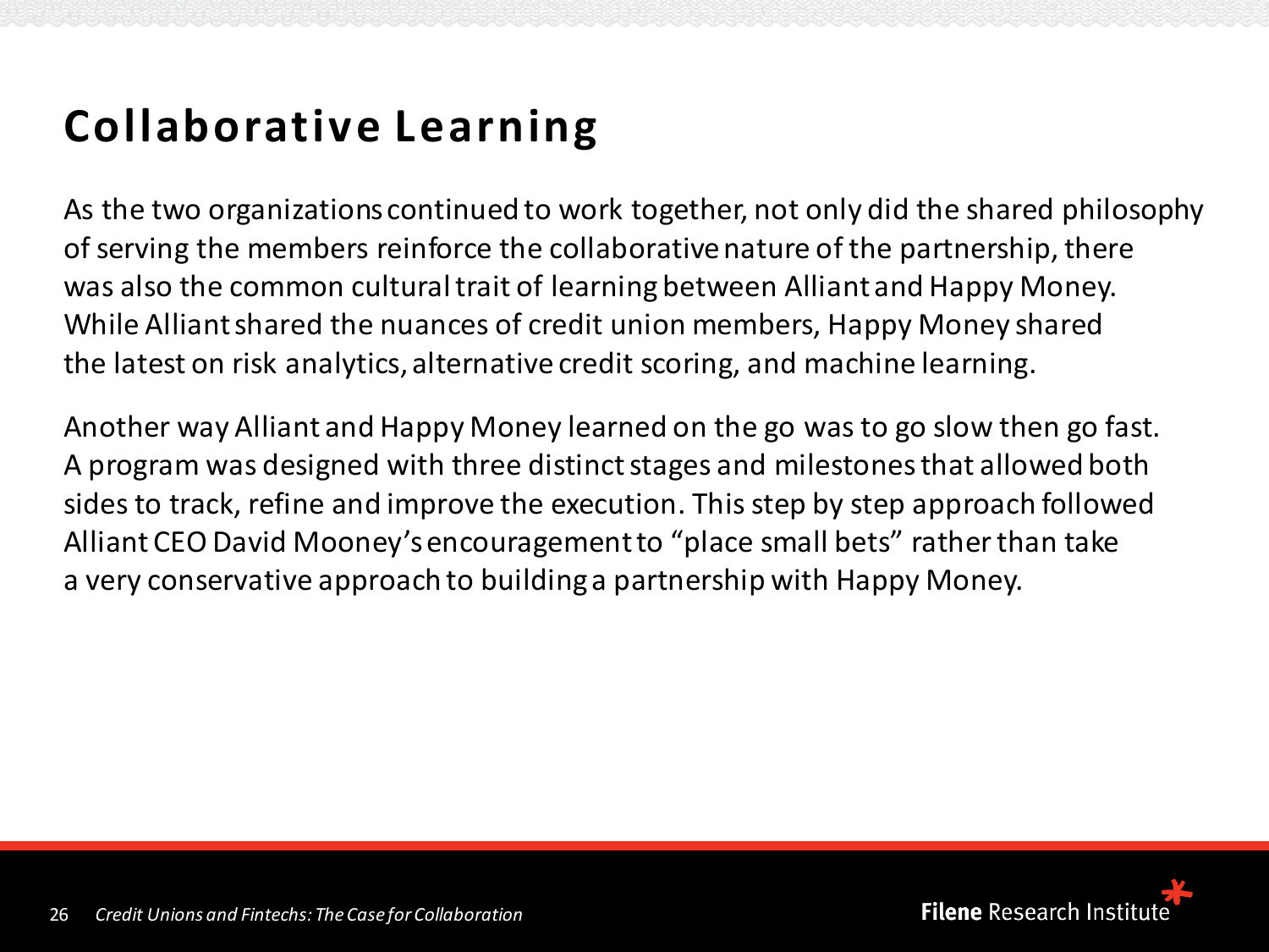# Collaborative Learning

As the two organizations continued to work together, not only did the shared philosophy of serving the members reinforce the collaborative nature of the partnership, there was also the common cultural trait of learning between Alliant and Happy Money. While Alliant shared the nuances of credit union members, Happy Money shared the latest on risk analytics, alternative credit scoring, and machine learning.

Another way Alliant and Happy Money learned on the go was to go slow then go fast. A program was designed with three distinct stages and milestones that allowed both sides to track, refine and improve the execution. This step by step approach followed Alliant CEO David Mooney's encouragement to "place small bets" rather than take a very conservative approach to building a partnership with Happy Money.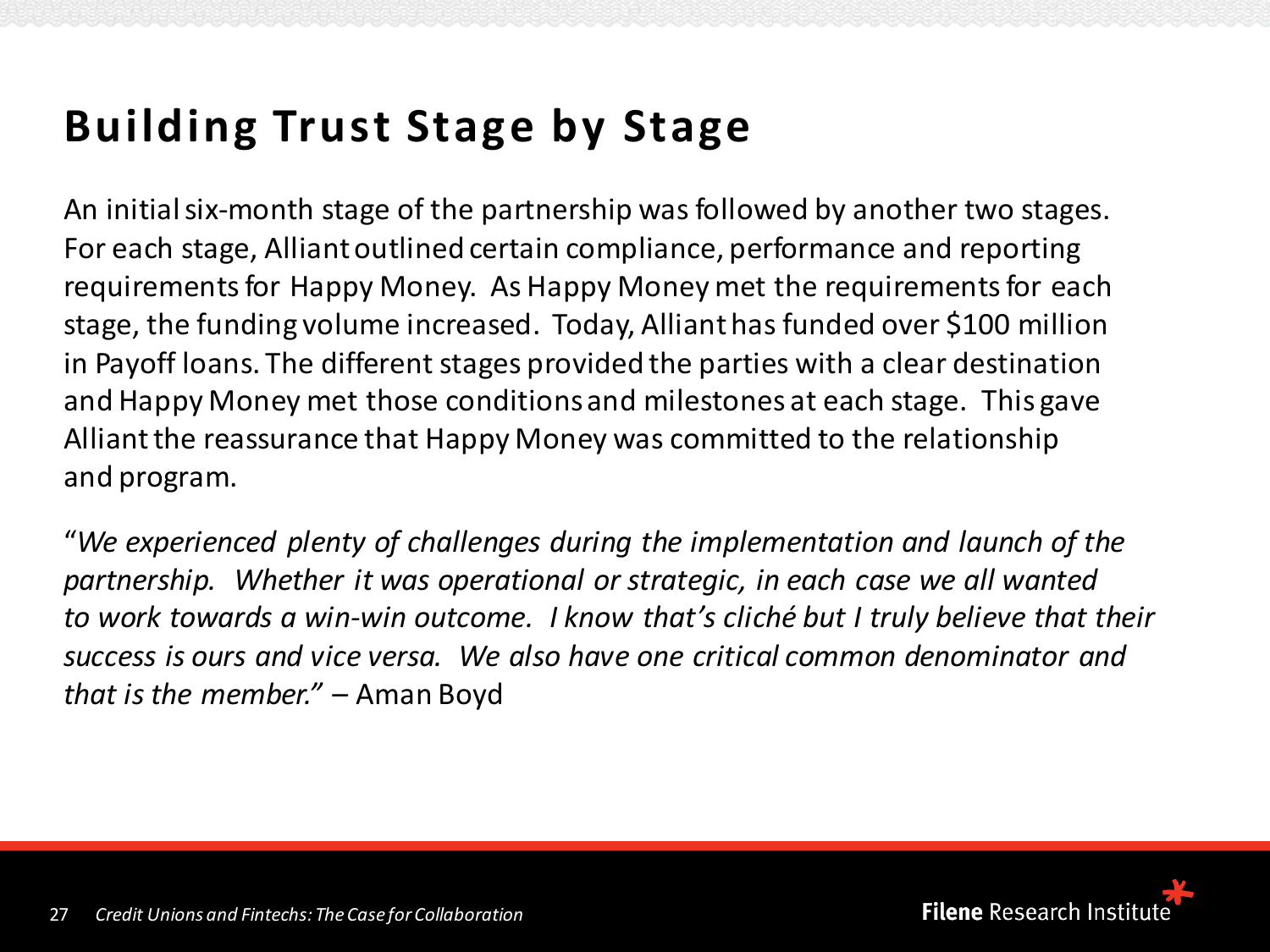# Building Trust Stage by Stage

An initial six-month stage of the partnership was followed by another two stages. For each stage, Alliant outlined certain compliance, performance and reporting requirements for Happy Money. As Happy Money met the requirements for each stage, the funding volume increased. Today, Alliant has funded over $100 million in Payoff loans. The different stages provided the parties with a clear destination and Happy Money met those conditions and milestones at each stage. This gave Alliant the reassurance that Happy Money was committed to the relationship and program.

"*We experienced plenty of challenges during the implementation and launch of the partnership. Whether it was operational or strategic, in each case we all wanted to work towards a win-win outcome. I know that's cliché but I truly believe that their success is ours and vice versa. We also have one critical common denominator and that is the member.*" – Aman Boyd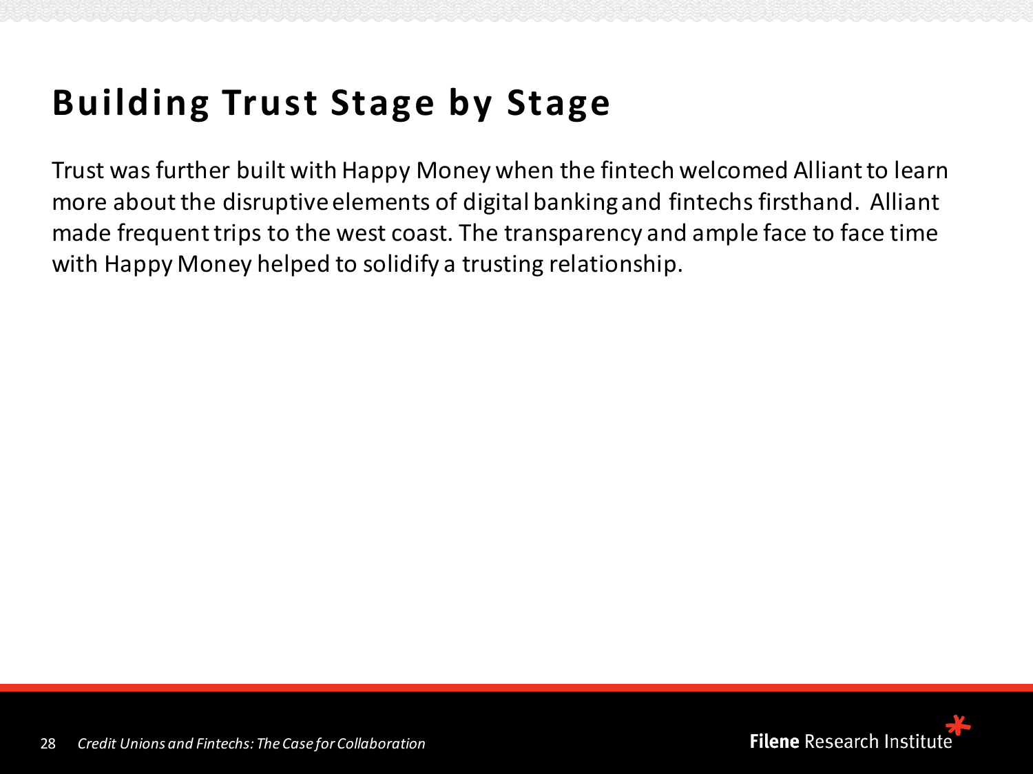# Building Trust Stage by Stage

Trust was further built with Happy Money when the fintech welcomed Alliant to learn more about the disruptive elements of digital banking and fintechs firsthand. Alliant made frequent trips to the west coast. The transparency and ample face to face time with Happy Money helped to solidify a trusting relationship.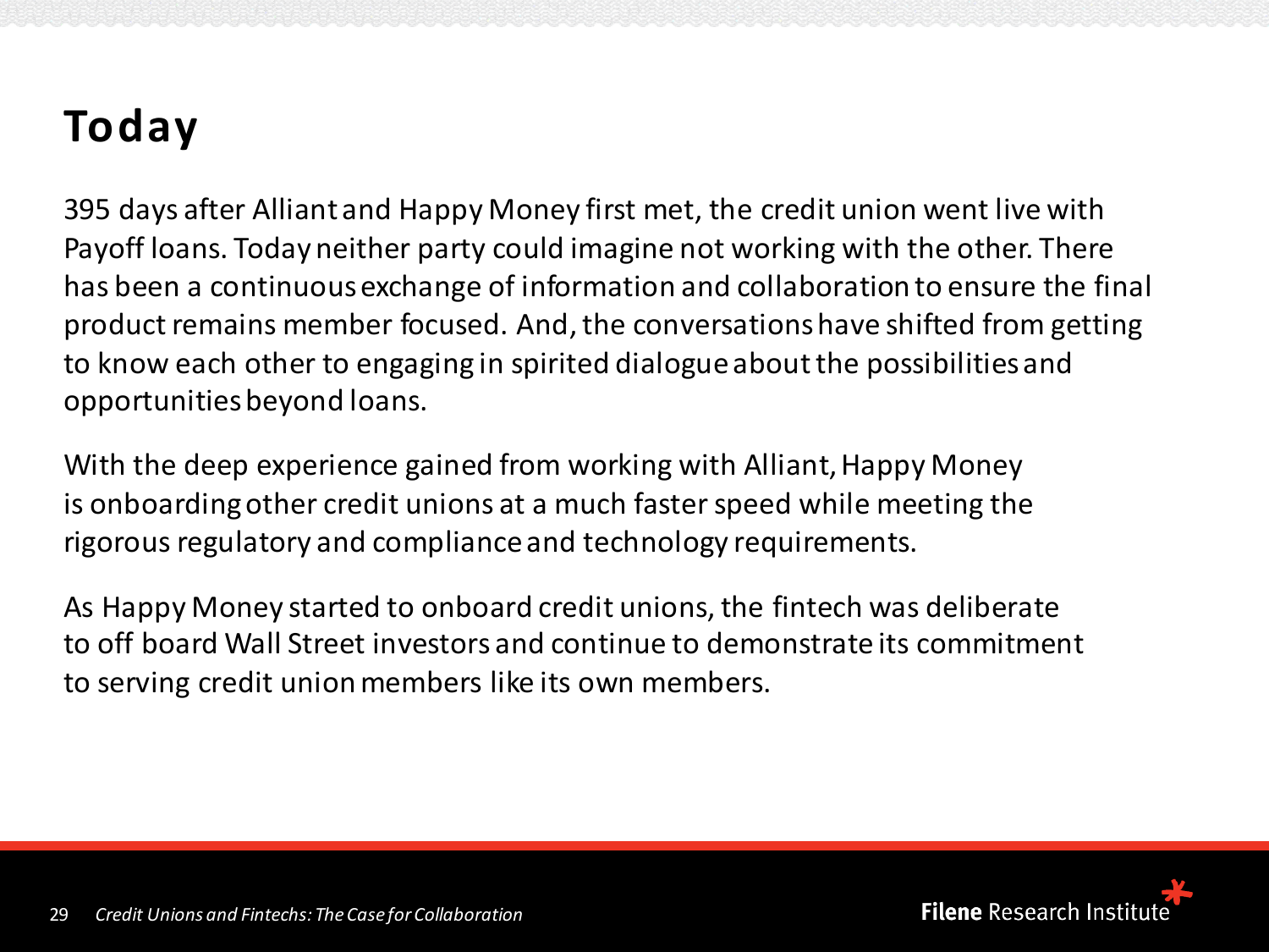# Today

395 days after Alliant and Happy Money first met, the credit union went live with Payoff loans. Today neither party could imagine not working with the other. There has been a continuous exchange of information and collaboration to ensure the final product remains member focused. And, the conversations have shifted from getting to know each other to engaging in spirited dialogue about the possibilities and opportunities beyond loans.

With the deep experience gained from working with Alliant, Happy Money is onboarding other credit unions at a much faster speed while meeting the rigorous regulatory and compliance and technology requirements.

As Happy Money started to onboard credit unions, the fintech was deliberate to off board Wall Street investors and continue to demonstrate its commitment to serving credit union members like its own members.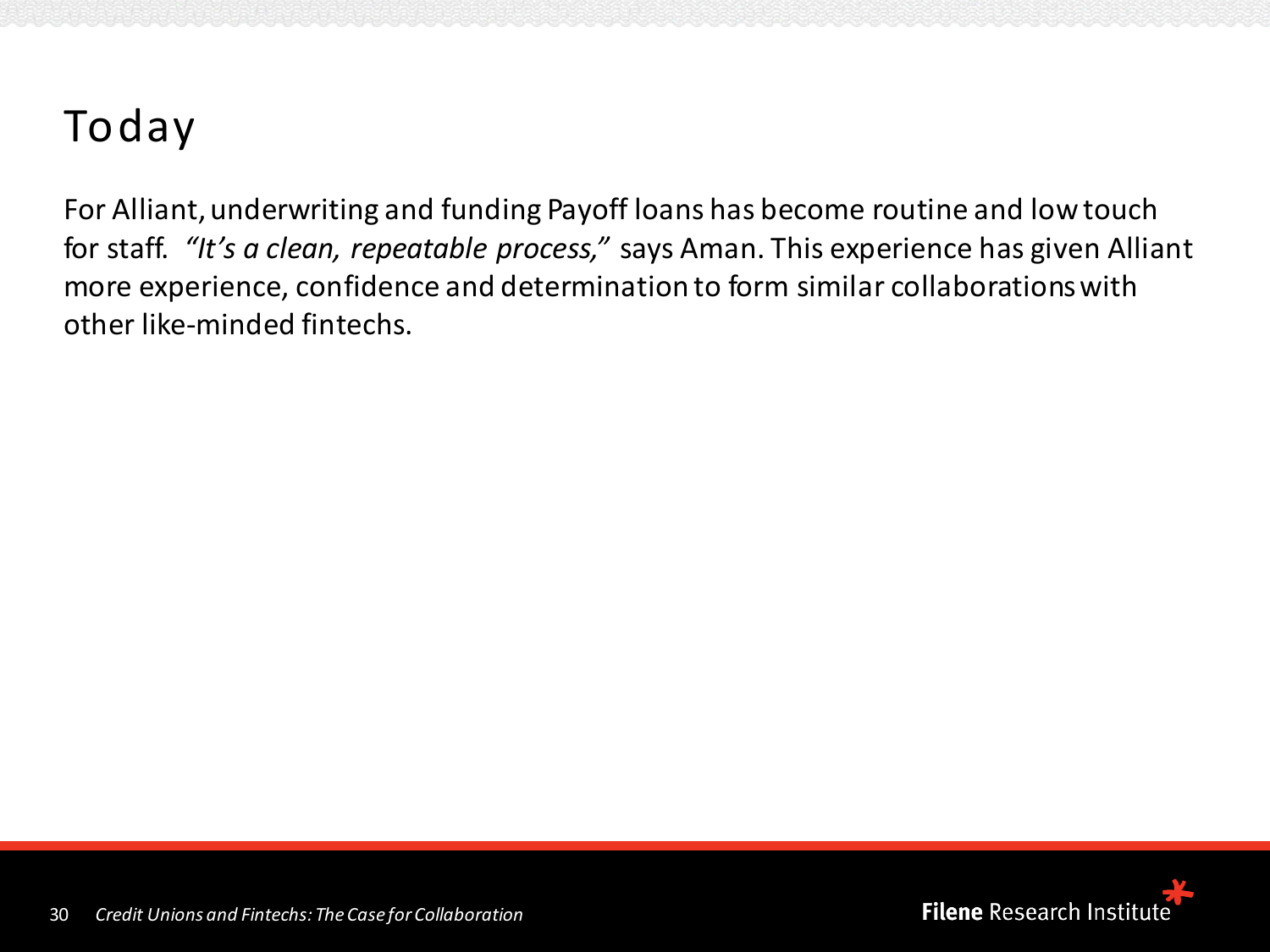# Today

For Alliant, underwriting and funding Payoff loans has become routine and low touch for staff. *"It's a clean, repeatable process,"* says Aman. This experience has given Alliant more experience, confidence and determination to form similar collaborations with other like-minded fintechs.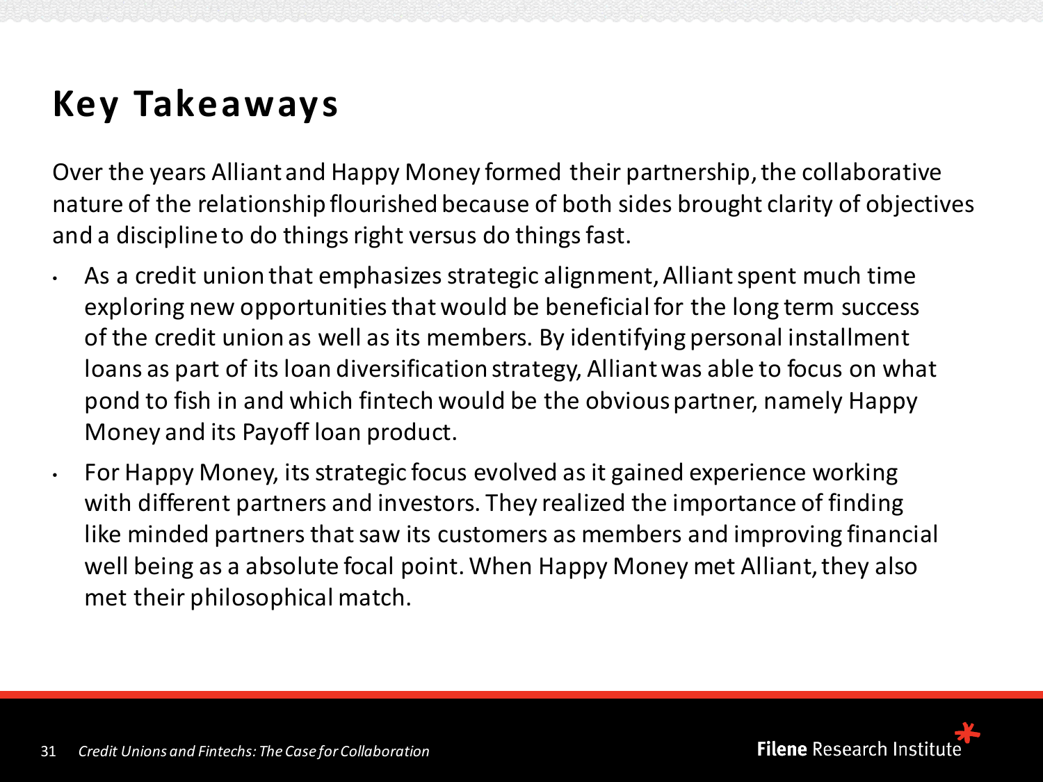# Key Takeaways

Over the years Alliant and Happy Money formed their partnership, the collaborative nature of the relationship flourished because of both sides brought clarity of objectives and a discipline to do things right versus do things fast.

- As a credit union that emphasizes strategic alignment, Alliant spent much time exploring new opportunities that would be beneficial for the long term success of the credit union as well as its members. By identifying personal installment loans as part of its loan diversification strategy, Alliant was able to focus on what pond to fish in and which fintech would be the obvious partner, namely Happy Money and its Payoff loan product.
- For Happy Money, its strategic focus evolved as it gained experience working with different partners and investors. They realized the importance of finding like minded partners that saw its customers as members and improving financial well being as a absolute focal point. When Happy Money met Alliant, they also met their philosophical match.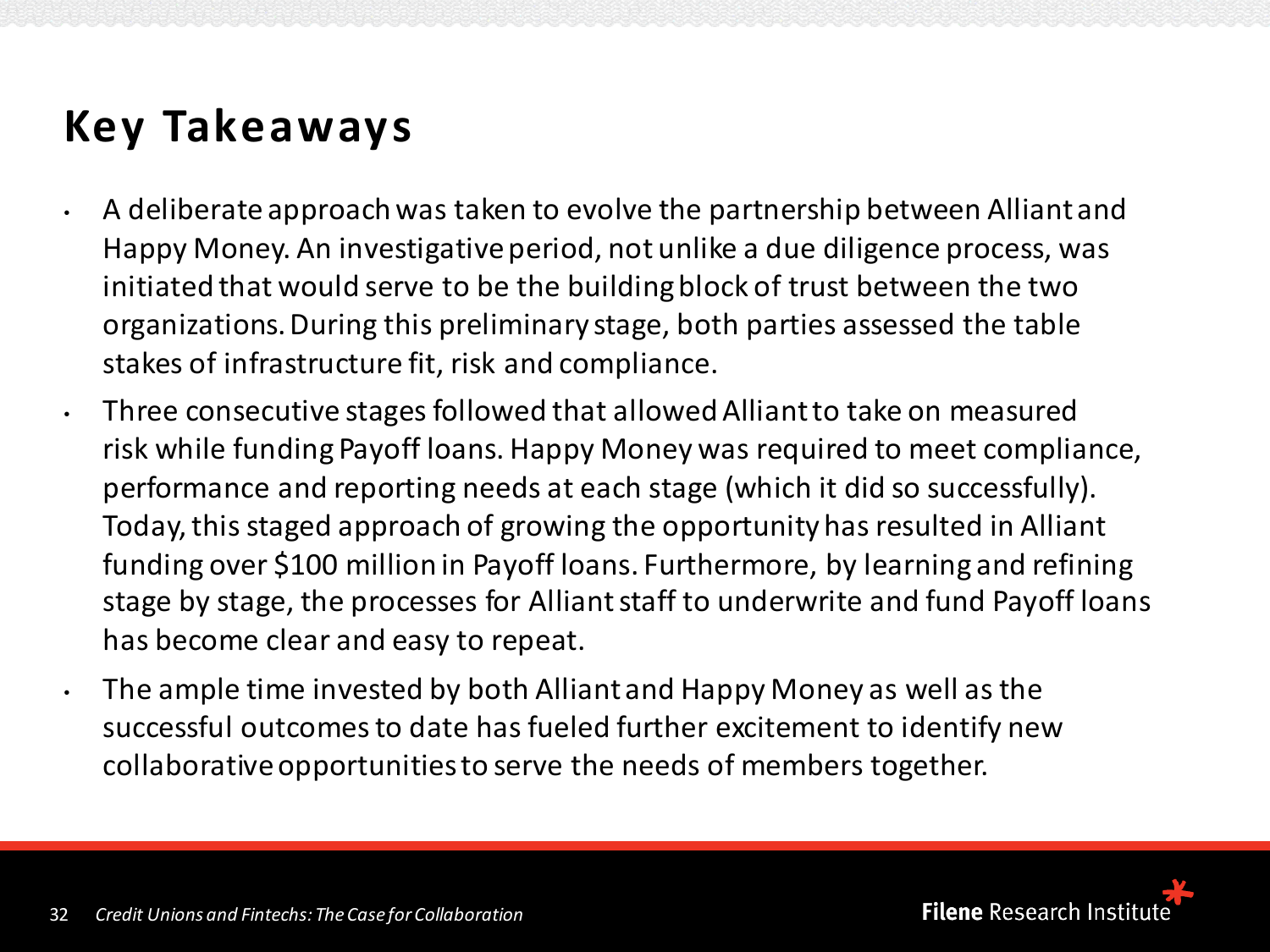## Key Takeaways

- A deliberate approach was taken to evolve the partnership between Alliant and Happy Money. An investigative period, not unlike a due diligence process, was initiated that would serve to be the building block of trust between the two organizations. During this preliminary stage, both parties assessed the table stakes of infrastructure fit, risk and compliance.
- Three consecutive stages followed that allowed Alliant to take on measured risk while funding Payoff loans. Happy Money was required to meet compliance, performance and reporting needs at each stage (which it did so successfully). Today, this staged approach of growing the opportunity has resulted in Alliant funding over $100 million in Payoff loans. Furthermore, by learning and refining stage by stage, the processes for Alliant staff to underwrite and fund Payoff loans has become clear and easy to repeat.
- The ample time invested by both Alliant and Happy Money as well as the successful outcomes to date has fueled further excitement to identify new collaborative opportunities to serve the needs of members together.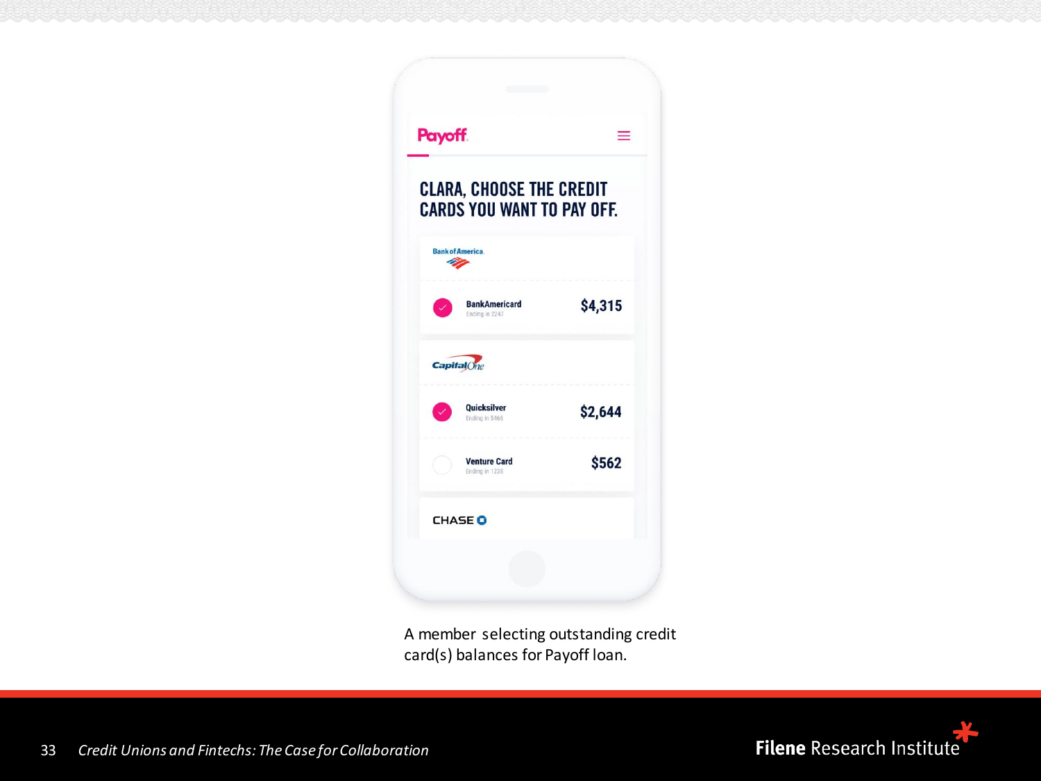A member selecting outstanding credit card(s) balances for Payoff loan.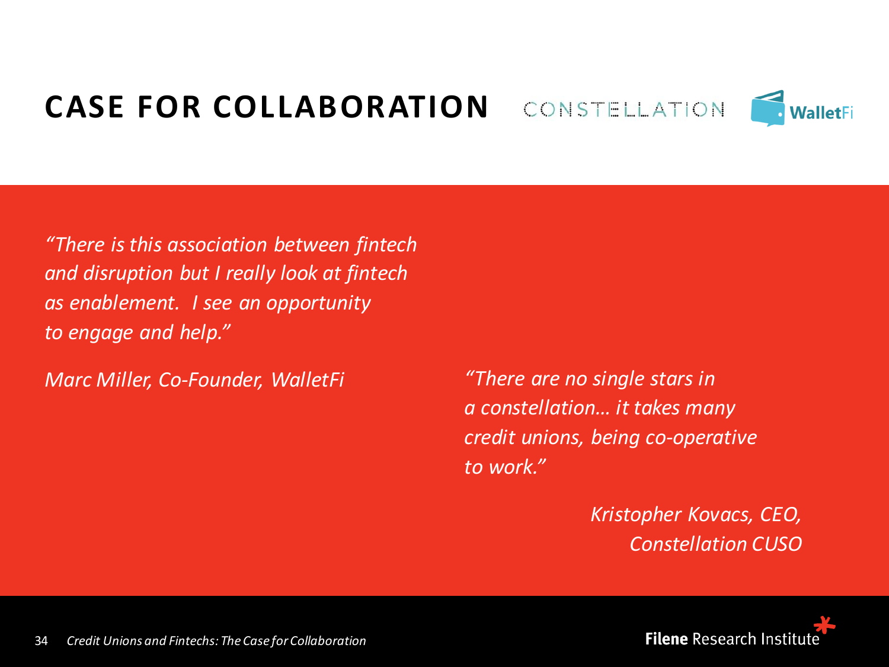# CASE FOR COLLABORATION

CONSTELLATION

WalletFi

*“There is this association between fintech and disruption but I really look at fintech as enablement. I see an opportunity to engage and help.”*

*Marc Miller, Co-Founder, WalletFi*

*“There are no single stars in a constellation… it takes many credit unions, being co-operative to work.”*

*Kristopher Kovacs, CEO, Constellation CUSO*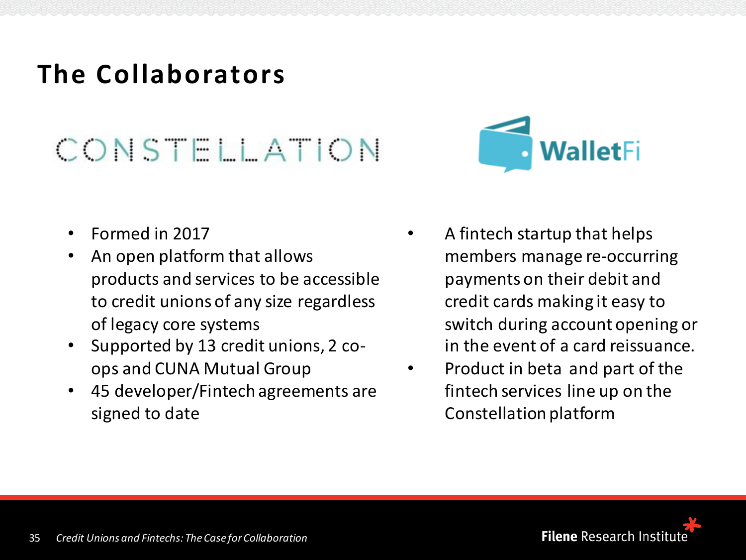# The Collaborators

CONSTELLATION

- Formed in 2017
- An open platform that allows products and services to be accessible to credit unions of any size regardless of legacy core systems
- Supported by 13 credit unions, 2 co-ops and CUNA Mutual Group
- 45 developer/Fintech agreements are signed to date

WalletFi

- A fintech startup that helps members manage re-occurring payments on their debit and credit cards making it easy to switch during account opening or in the event of a card reissuance.
- Product in beta and part of the fintech services line up on the Constellation platform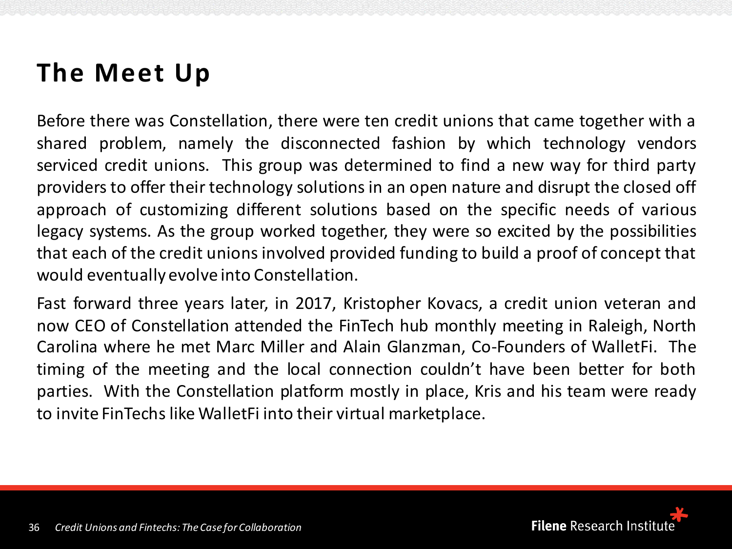# The Meet Up

Before there was Constellation, there were ten credit unions that came together with a shared problem, namely the disconnected fashion by which technology vendors serviced credit unions. This group was determined to find a new way for third party providers to offer their technology solutions in an open nature and disrupt the closed off approach of customizing different solutions based on the specific needs of various legacy systems. As the group worked together, they were so excited by the possibilities that each of the credit unions involved provided funding to build a proof of concept that would eventually evolve into Constellation.

Fast forward three years later, in 2017, Kristopher Kovacs, a credit union veteran and now CEO of Constellation attended the FinTech hub monthly meeting in Raleigh, North Carolina where he met Marc Miller and Alain Glanzman, Co-Founders of WalletFi. The timing of the meeting and the local connection couldn't have been better for both parties. With the Constellation platform mostly in place, Kris and his team were ready to invite FinTechs like WalletFi into their virtual marketplace.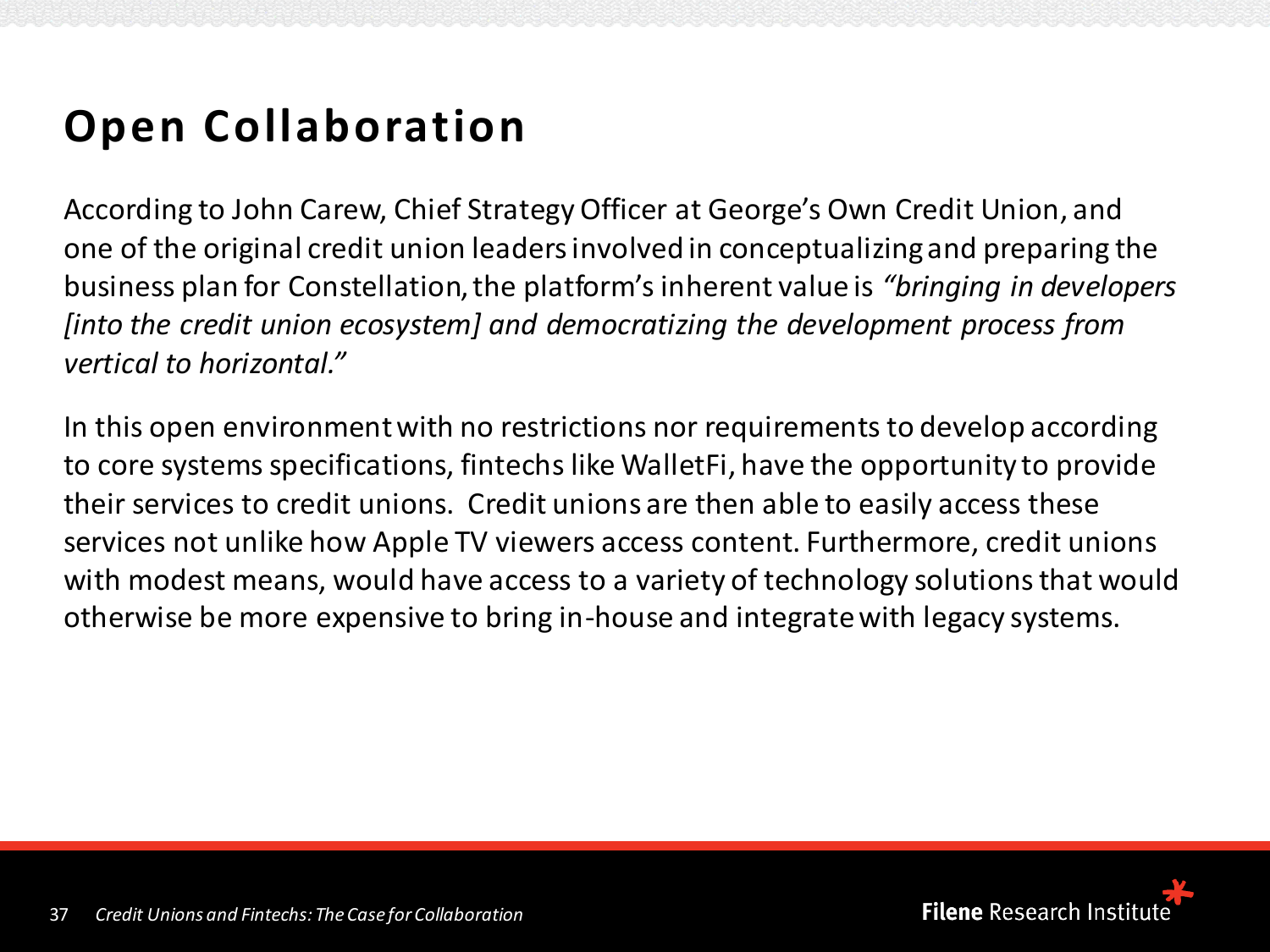# Open Collaboration

According to John Carew, Chief Strategy Officer at George's Own Credit Union, and one of the original credit union leaders involved in conceptualizing and preparing the business plan for Constellation, the platform's inherent value is *"bringing in developers [into the credit union ecosystem] and democratizing the development process from vertical to horizontal."*

In this open environment with no restrictions nor requirements to develop according to core systems specifications, fintechs like WalletFi, have the opportunity to provide their services to credit unions. Credit unions are then able to easily access these services not unlike how Apple TV viewers access content. Furthermore, credit unions with modest means, would have access to a variety of technology solutions that would otherwise be more expensive to bring in-house and integrate with legacy systems.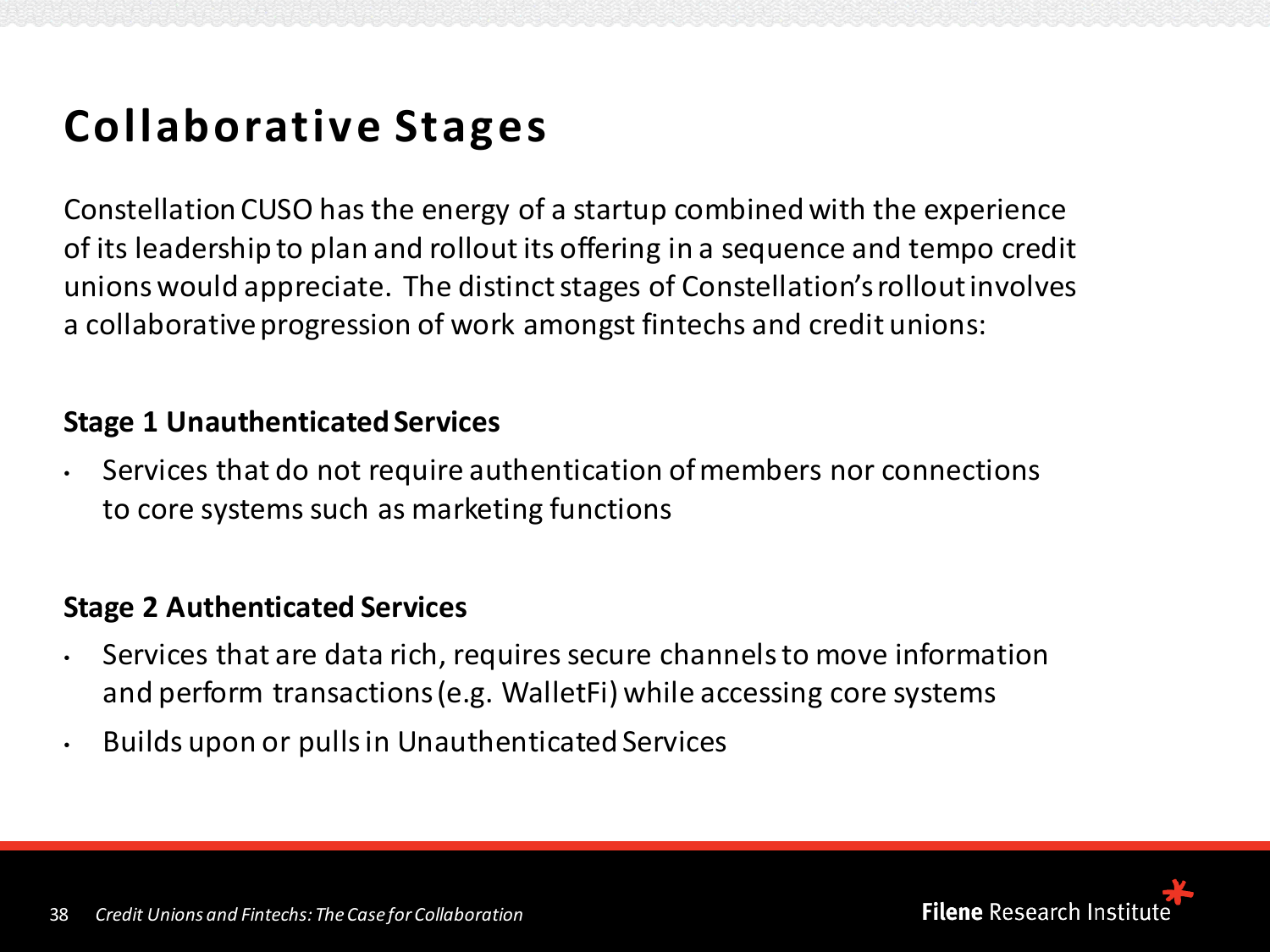# Collaborative Stages

Constellation CUSO has the energy of a startup combined with the experience of its leadership to plan and rollout its offering in a sequence and tempo credit unions would appreciate. The distinct stages of Constellation's rollout involves a collaborative progression of work amongst fintechs and credit unions:

**Stage 1 Unauthenticated Services**

- Services that do not require authentication of members nor connections to core systems such as marketing functions

**Stage 2 Authenticated Services**

- Services that are data rich, requires secure channels to move information and perform transactions (e.g. WalletFi) while accessing core systems
- Builds upon or pulls in Unauthenticated Services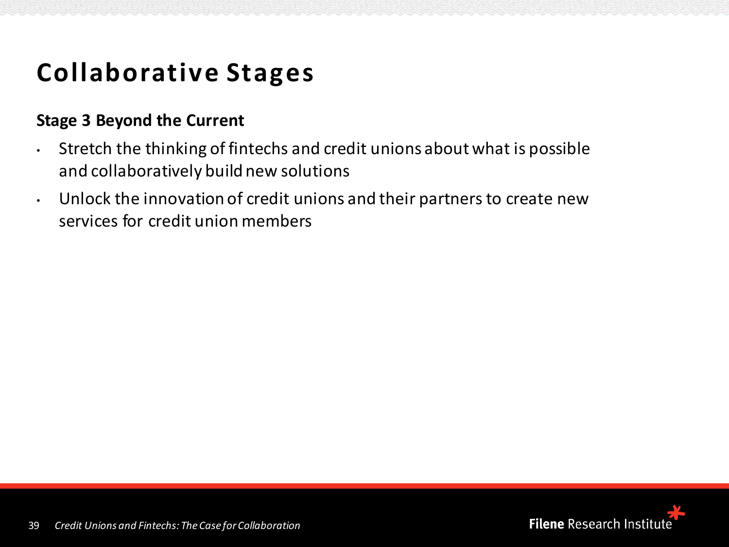# Collaborative Stages

**Stage 3 Beyond the Current**

- Stretch the thinking of fintechs and credit unions about what is possible and collaboratively build new solutions
- Unlock the innovation of credit unions and their partners to create new services for credit union members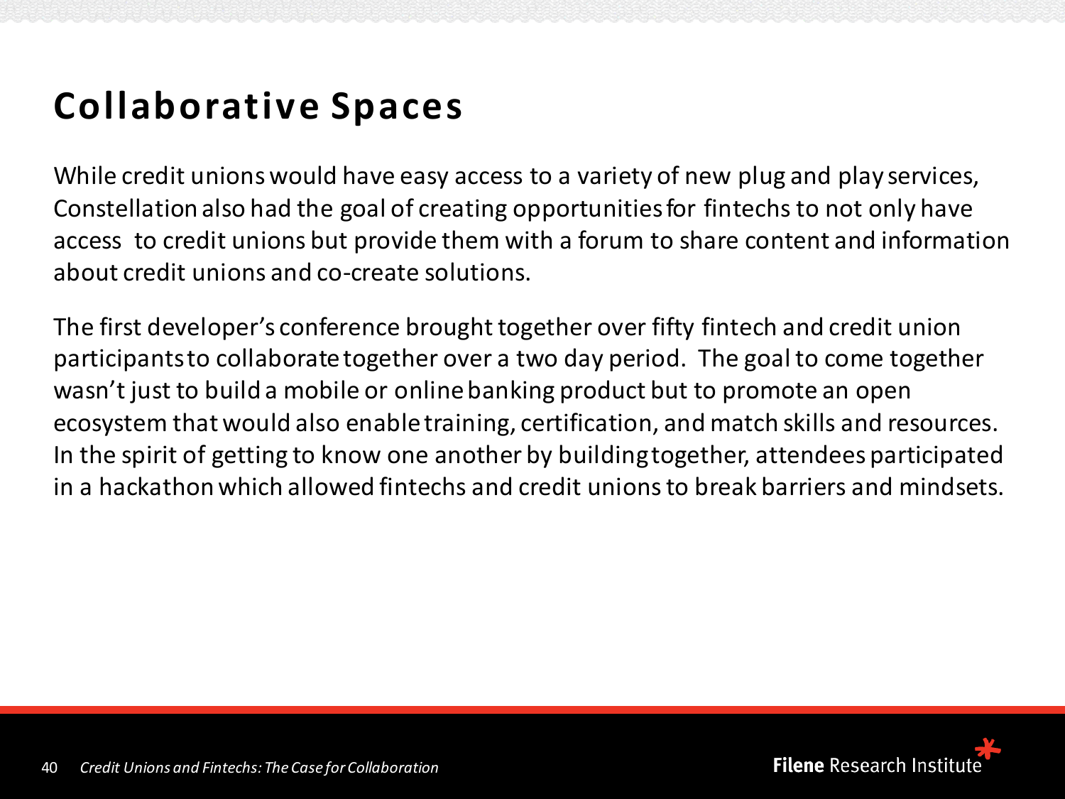# Collaborative Spaces

While credit unions would have easy access to a variety of new plug and play services, Constellation also had the goal of creating opportunities for fintechs to not only have access to credit unions but provide them with a forum to share content and information about credit unions and co-create solutions.

The first developer's conference brought together over fifty fintech and credit union participants to collaborate together over a two day period. The goal to come together wasn't just to build a mobile or online banking product but to promote an open ecosystem that would also enable training, certification, and match skills and resources. In the spirit of getting to know one another by building together, attendees participated in a hackathon which allowed fintechs and credit unions to break barriers and mindsets.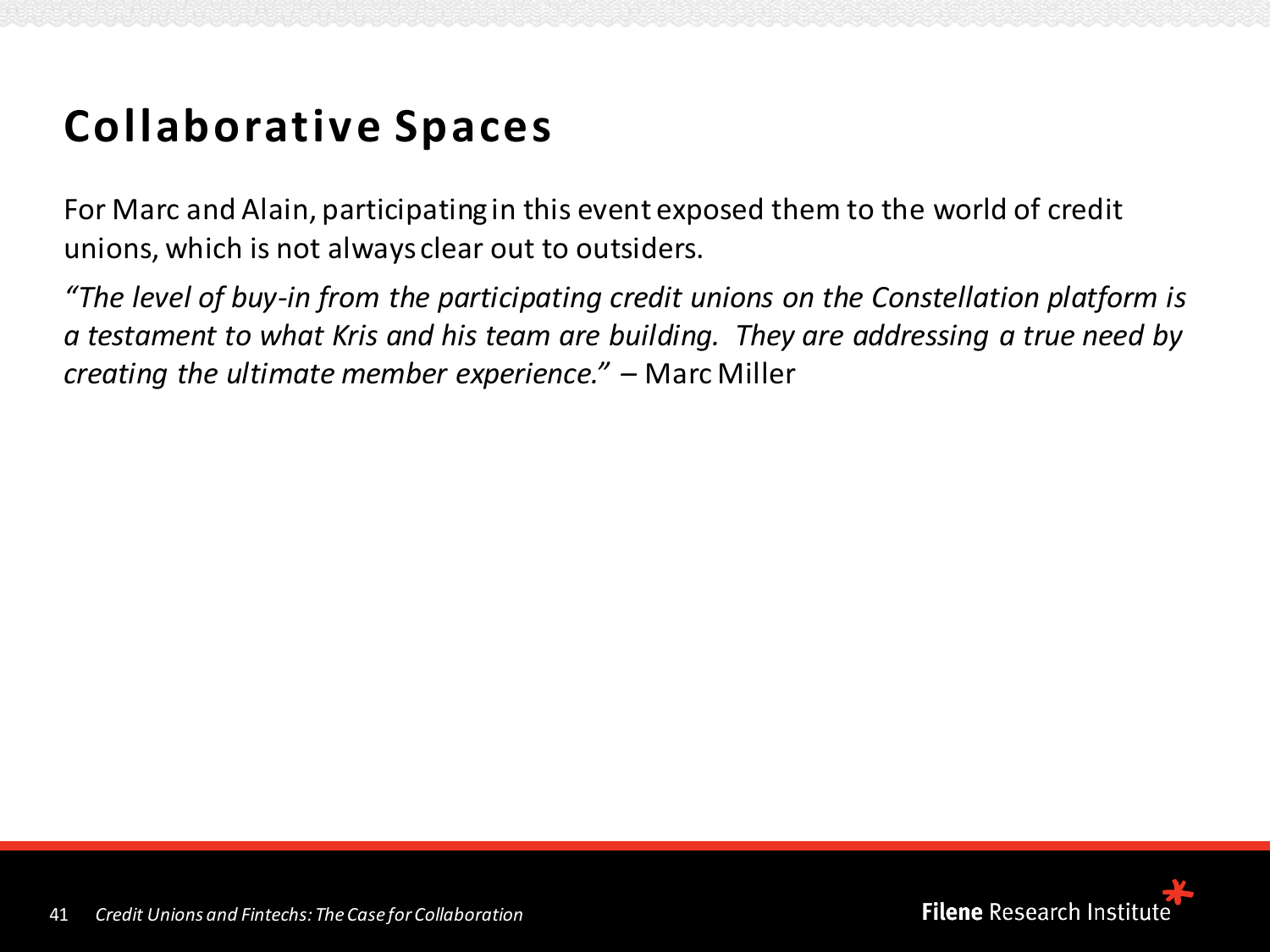# Collaborative Spaces

For Marc and Alain, participating in this event exposed them to the world of credit unions, which is not always clear out to outsiders.

*"The level of buy-in from the participating credit unions on the Constellation platform is a testament to what Kris and his team are building. They are addressing a true need by creating the ultimate member experience."* – Marc Miller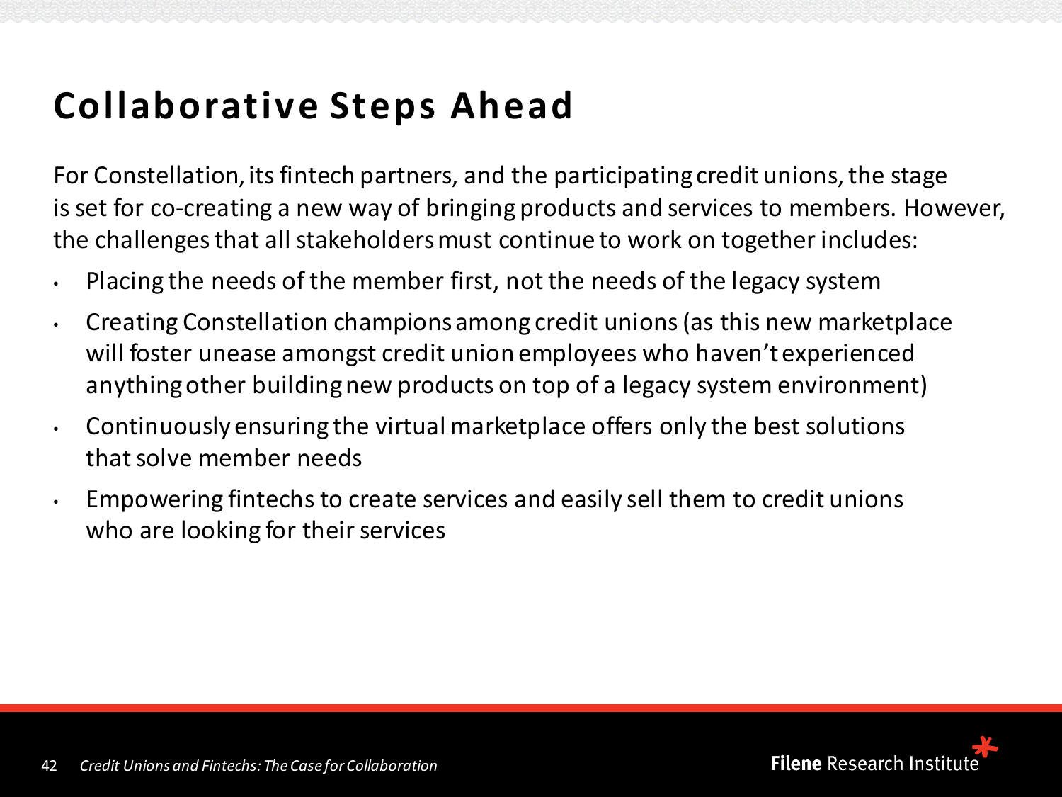## Collaborative Steps Ahead

For Constellation, its fintech partners, and the participating credit unions, the stage is set for co-creating a new way of bringing products and services to members. However, the challenges that all stakeholders must continue to work on together includes:

- Placing the needs of the member first, not the needs of the legacy system
- Creating Constellation champions among credit unions (as this new marketplace will foster unease amongst credit union employees who haven't experienced anything other building new products on top of a legacy system environment)
- Continuously ensuring the virtual marketplace offers only the best solutions that solve member needs
- Empowering fintechs to create services and easily sell them to credit unions who are looking for their services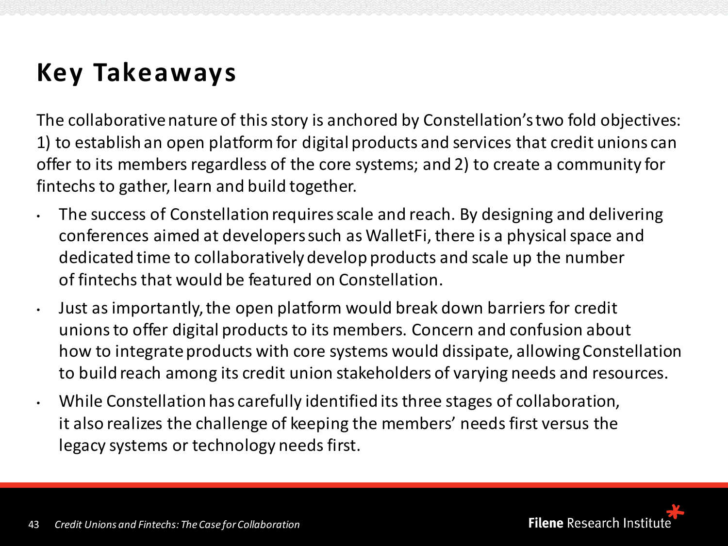# Key Takeaways

The collaborative nature of this story is anchored by Constellation's two fold objectives: 1) to establish an open platform for digital products and services that credit unions can offer to its members regardless of the core systems; and 2) to create a community for fintechs to gather, learn and build together.

- The success of Constellation requires scale and reach. By designing and delivering conferences aimed at developers such as WalletFi, there is a physical space and dedicated time to collaboratively develop products and scale up the number of fintechs that would be featured on Constellation.
- Just as importantly, the open platform would break down barriers for credit unions to offer digital products to its members. Concern and confusion about how to integrate products with core systems would dissipate, allowing Constellation to build reach among its credit union stakeholders of varying needs and resources.
- While Constellation has carefully identified its three stages of collaboration, it also realizes the challenge of keeping the members' needs first versus the legacy systems or technology needs first.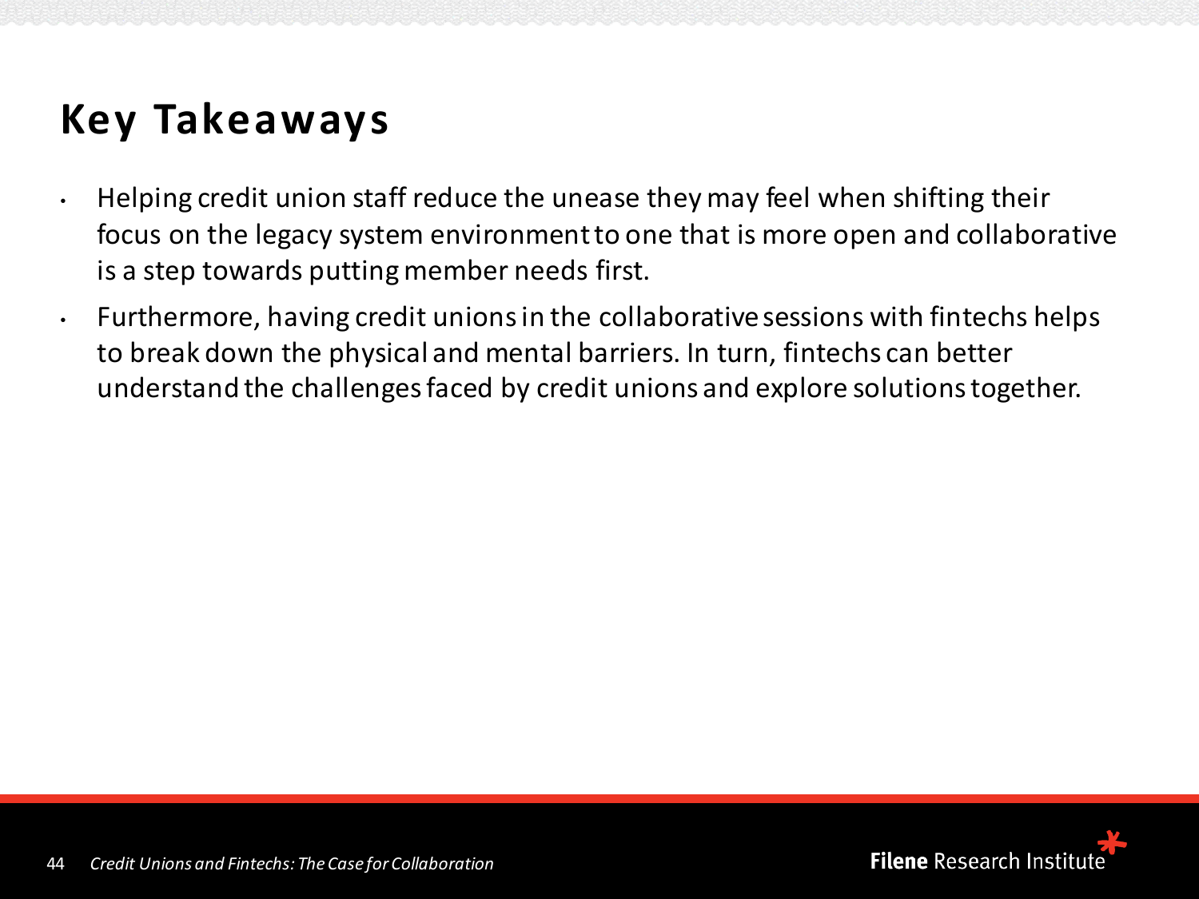# Key Takeaways

- Helping credit union staff reduce the unease they may feel when shifting their focus on the legacy system environment to one that is more open and collaborative is a step towards putting member needs first.
- Furthermore, having credit unions in the collaborative sessions with fintechs helps to break down the physical and mental barriers. In turn, fintechs can better understand the challenges faced by credit unions and explore solutions together.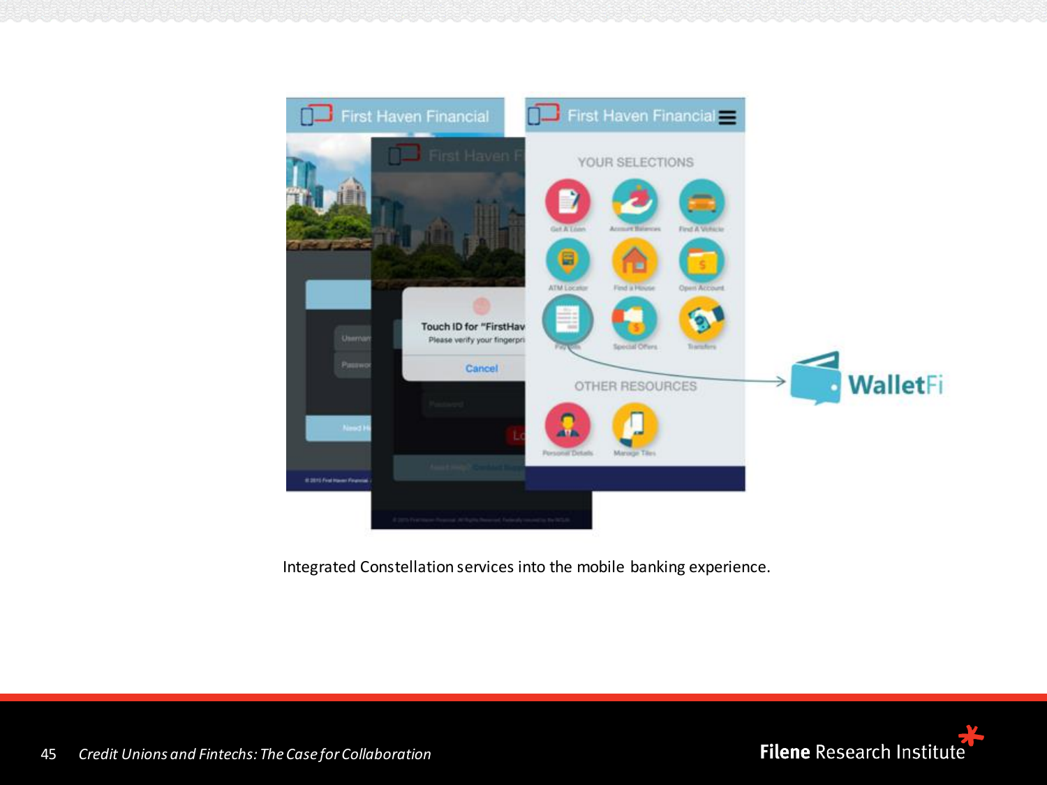Integrated Constellation services into the mobile banking experience.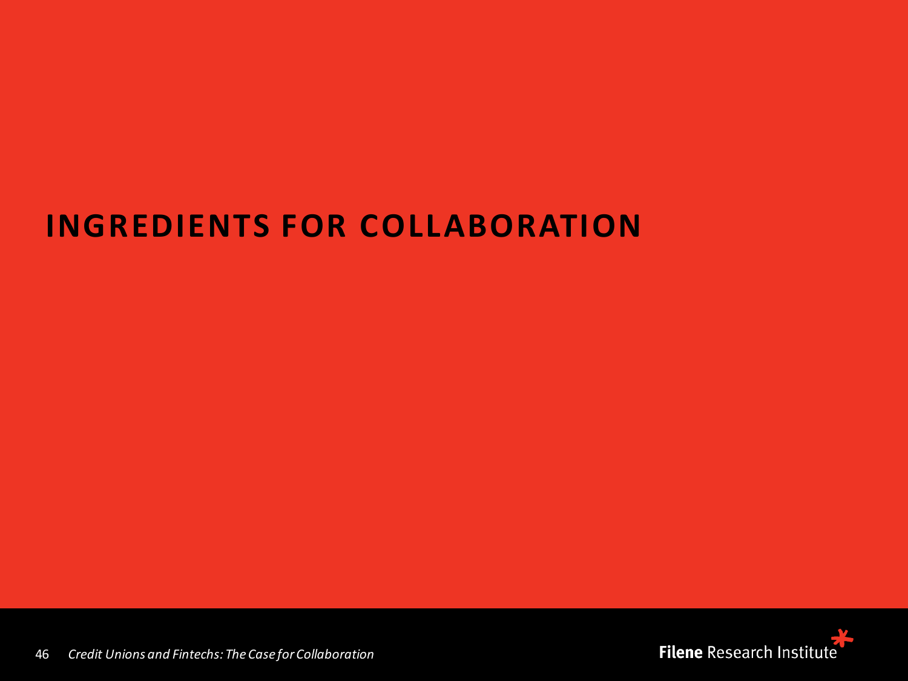# INGREDIENTS FOR COLLABORATION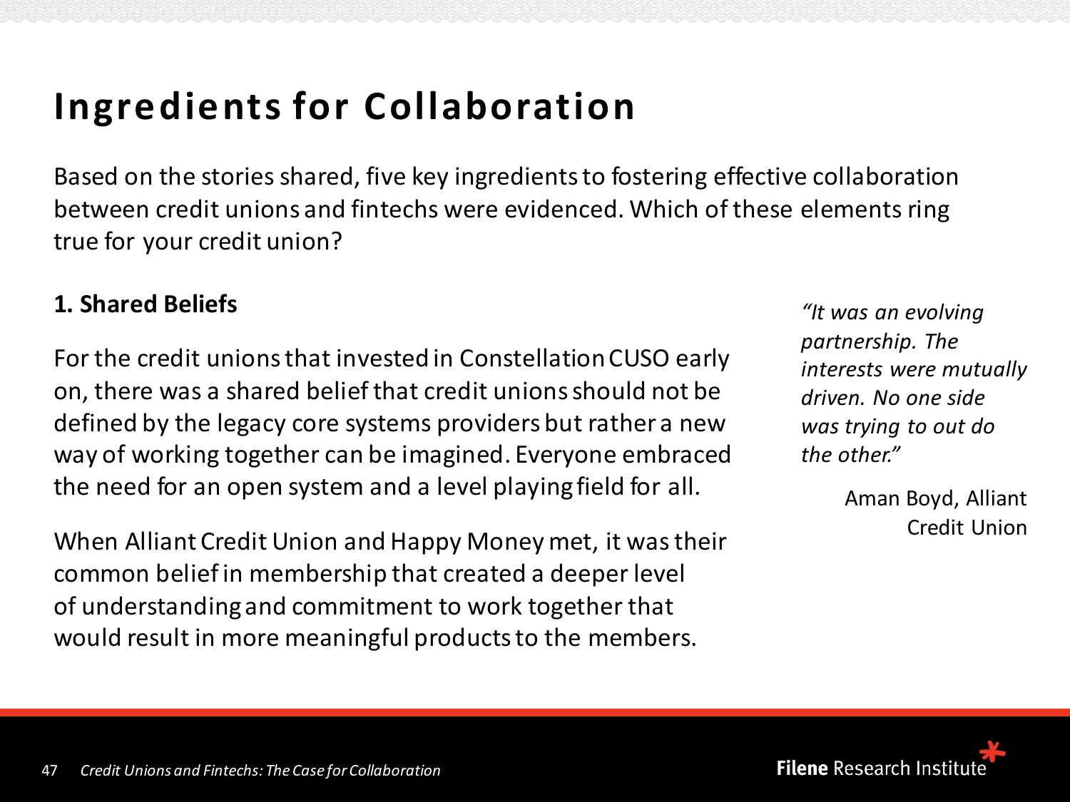# Ingredients for Collaboration

Based on the stories shared, five key ingredients to fostering effective collaboration between credit unions and fintechs were evidenced. Which of these elements ring true for your credit union?

### 1. Shared Beliefs

For the credit unions that invested in Constellation CUSO early on, there was a shared belief that credit unions should not be defined by the legacy core systems providers but rather a new way of working together can be imagined. Everyone embraced the need for an open system and a level playing field for all.

When Alliant Credit Union and Happy Money met, it was their common belief in membership that created a deeper level of understanding and commitment to work together that would result in more meaningful products to the members.

*"It was an evolving partnership. The interests were mutually driven. No one side was trying to out do the other."*

Aman Boyd, Alliant Credit Union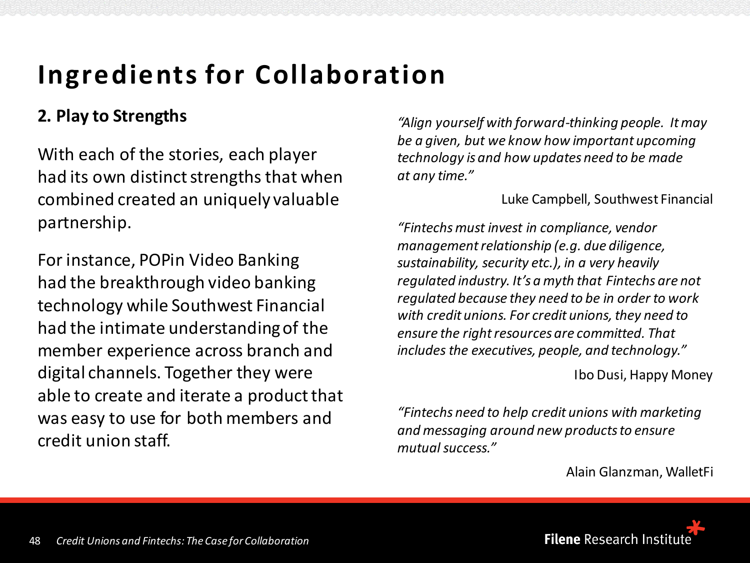# Ingredients for Collaboration

## 2. Play to Strengths

With each of the stories, each player had its own distinct strengths that when combined created an uniquely valuable partnership.

For instance, POPin Video Banking had the breakthrough video banking technology while Southwest Financial had the intimate understanding of the member experience across branch and digital channels. Together they were able to create and iterate a product that was easy to use for both members and credit union staff.

*"Align yourself with forward-thinking people. It may be a given, but we know how important upcoming technology is and how updates need to be made at any time."*

Luke Campbell, Southwest Financial

*"Fintechs must invest in compliance, vendor management relationship (e.g. due diligence, sustainability, security etc.), in a very heavily regulated industry. It's a myth that Fintechs are not regulated because they need to be in order to work with credit unions. For credit unions, they need to ensure the right resources are committed. That includes the executives, people, and technology."*

Ibo Dusi, Happy Money

*"Fintechs need to help credit unions with marketing and messaging around new products to ensure mutual success."*

Alain Glanzman, WalletFi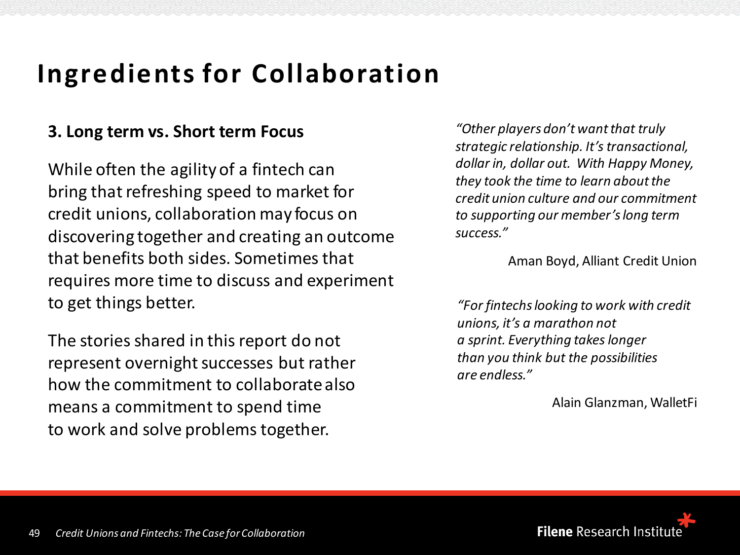# Ingredients for Collaboration

**3. Long term vs. Short term Focus**

While often the agility of a fintech can bring that refreshing speed to market for credit unions, collaboration may focus on discovering together and creating an outcome that benefits both sides. Sometimes that requires more time to discuss and experiment to get things better.

The stories shared in this report do not represent overnight successes but rather how the commitment to collaborate also means a commitment to spend time to work and solve problems together.

*"Other players don't want that truly strategic relationship. It's transactional, dollar in, dollar out. With Happy Money, they took the time to learn about the credit union culture and our commitment to supporting our member's long term success."*

Aman Boyd, Alliant Credit Union

*"For fintechs looking to work with credit unions, it's a marathon not a sprint. Everything takes longer than you think but the possibilities are endless."*

Alain Glanzman, WalletFi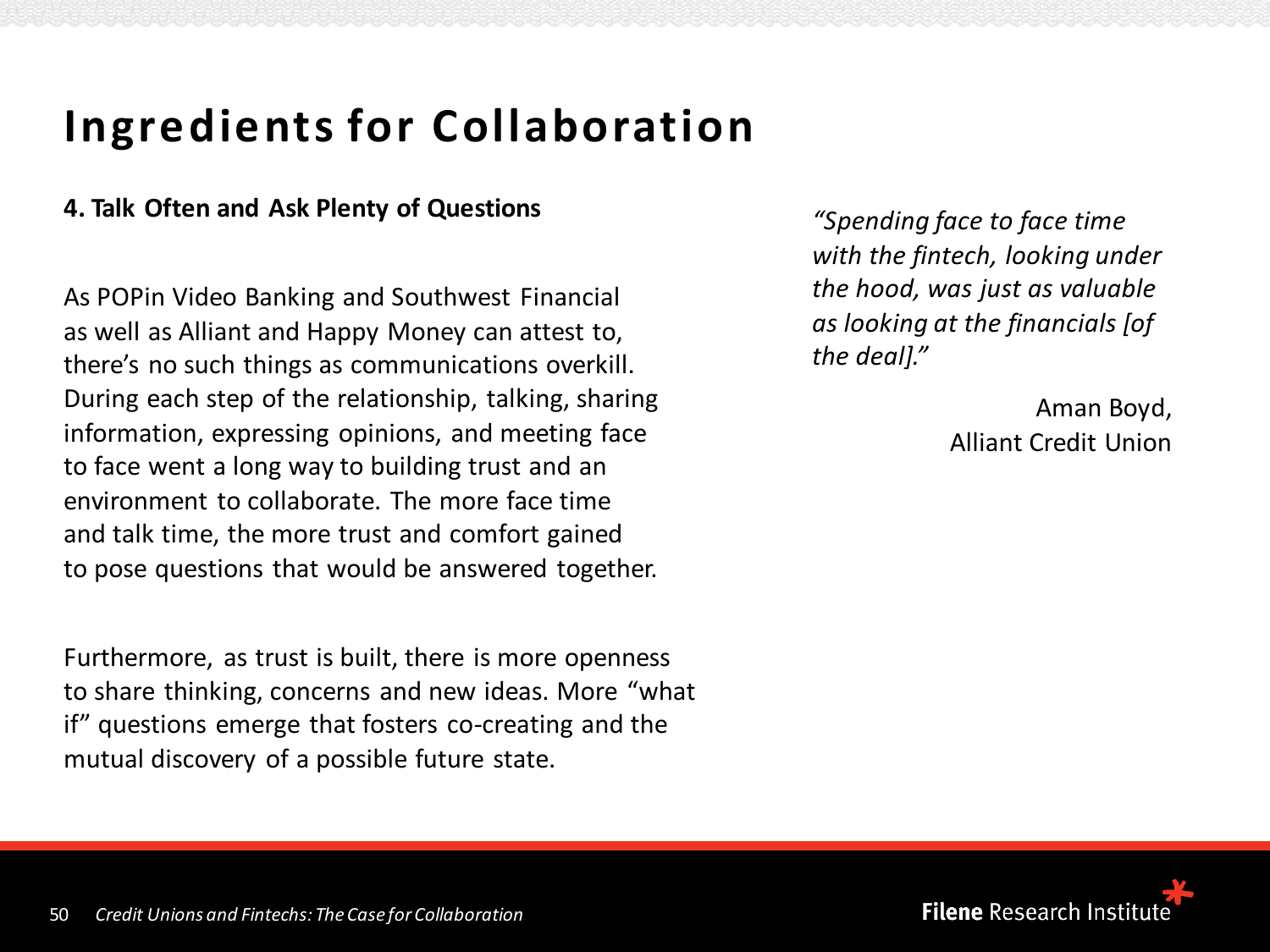# Ingredients for Collaboration

**4. Talk Often and Ask Plenty of Questions**

As POPin Video Banking and Southwest Financial as well as Alliant and Happy Money can attest to, there's no such things as communications overkill. During each step of the relationship, talking, sharing information, expressing opinions, and meeting face to face went a long way to building trust and an environment to collaborate. The more face time and talk time, the more trust and comfort gained to pose questions that would be answered together.

Furthermore, as trust is built, there is more openness to share thinking, concerns and new ideas. More "what if" questions emerge that fosters co-creating and the mutual discovery of a possible future state.

*"Spending face to face time with the fintech, looking under the hood, was just as valuable as looking at the financials [of the deal]."*

Aman Boyd,
Alliant Credit Union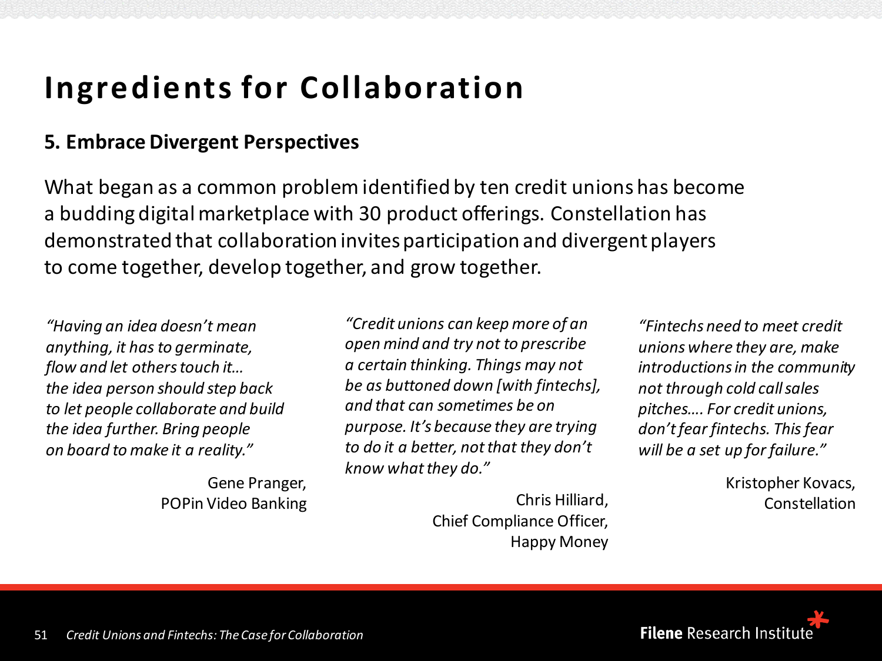# Ingredients for Collaboration

## 5. Embrace Divergent Perspectives

What began as a common problem identified by ten credit unions has become a budding digital marketplace with 30 product offerings. Constellation has demonstrated that collaboration invites participation and divergent players to come together, develop together, and grow together.

*"Having an idea doesn't mean anything, it has to germinate, flow and let others touch it… the idea person should step back to let people collaborate and build the idea further. Bring people on board to make it a reality."*

Gene Pranger,
POPin Video Banking

*"Credit unions can keep more of an open mind and try not to prescribe a certain thinking. Things may not be as buttoned down [with fintechs], and that can sometimes be on purpose. It's because they are trying to do it a better, not that they don't know what they do."*

Chris Hilliard,
Chief Compliance Officer,
Happy Money

*"Fintechs need to meet credit unions where they are, make introductions in the community not through cold call sales pitches…. For credit unions, don't fear fintechs. This fear will be a set up for failure."*

Kristopher Kovacs,
Constellation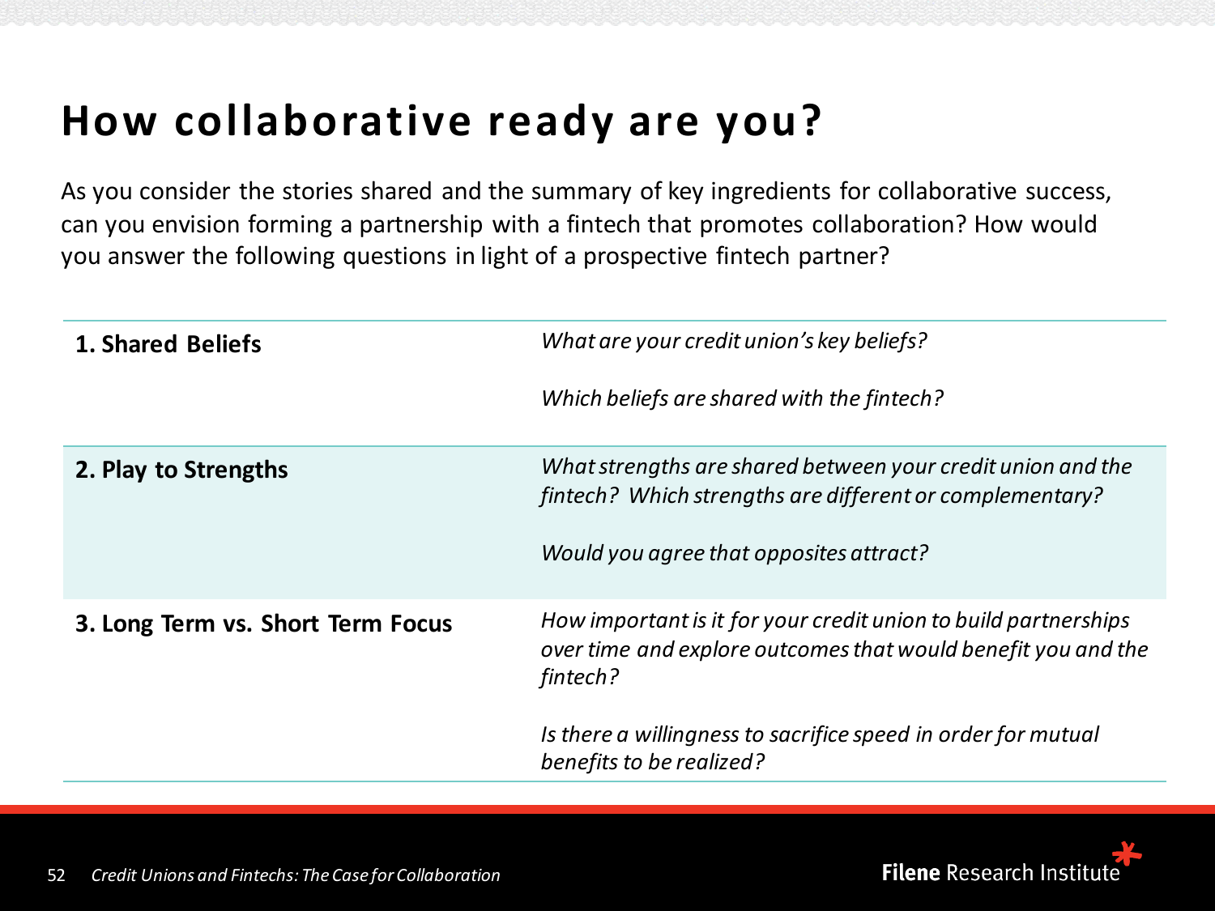# How collaborative ready are you?

As you consider the stories shared and the summary of key ingredients for collaborative success, can you envision forming a partnership with a fintech that promotes collaboration? How would you answer the following questions in light of a prospective fintech partner?

| | |
|---|---|
| **1. Shared Beliefs** | *What are your credit union's key beliefs?*<br><br>*Which beliefs are shared with the fintech?* |
| **2. Play to Strengths** | *What strengths are shared between your credit union and the fintech? Which strengths are different or complementary?*<br><br>*Would you agree that opposites attract?* |
| **3. Long Term vs. Short Term Focus** | *How important is it for your credit union to build partnerships over time and explore outcomes that would benefit you and the fintech?*<br><br>*Is there a willingness to sacrifice speed in order for mutual benefits to be realized?* |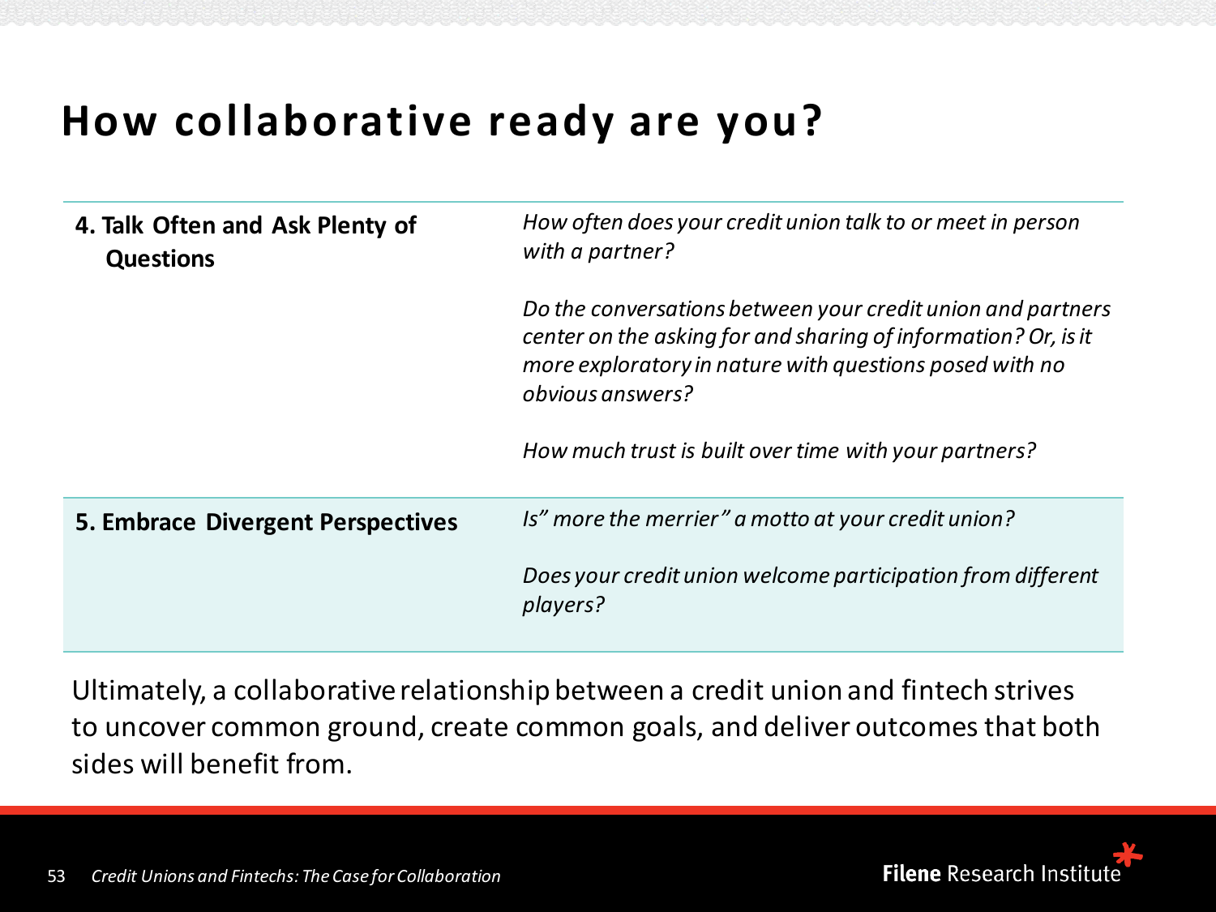# How collaborative ready are you?

| | |
|---|---|
| **4. Talk Often and Ask Plenty of Questions** | *How often does your credit union talk to or meet in person with a partner?*<br><br>*Do the conversations between your credit union and partners center on the asking for and sharing of information? Or, is it more exploratory in nature with questions posed with no obvious answers?*<br><br>*How much trust is built over time with your partners?* |
| **5. Embrace Divergent Perspectives** | *Is" more the merrier" a motto at your credit union?*<br><br>*Does your credit union welcome participation from different players?* |

Ultimately, a collaborative relationship between a credit union and fintech strives to uncover common ground, create common goals, and deliver outcomes that both sides will benefit from.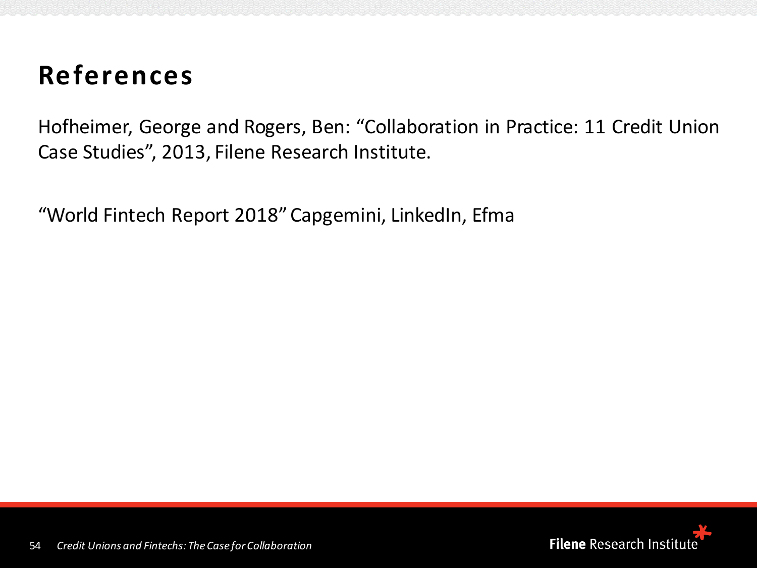# References

Hofheimer, George and Rogers, Ben: “Collaboration in Practice: 11 Credit Union Case Studies”, 2013, Filene Research Institute.

“World Fintech Report 2018” Capgemini, LinkedIn, Efma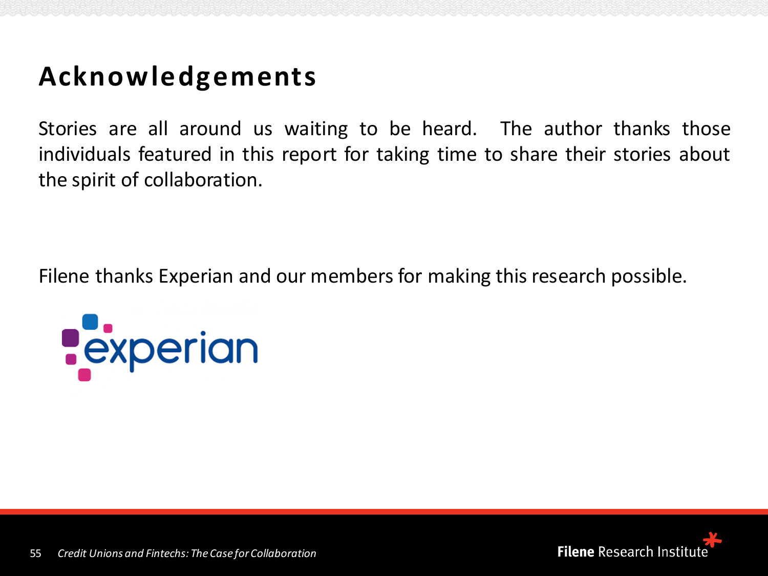# Acknowledgements

Stories are all around us waiting to be heard. The author thanks those individuals featured in this report for taking time to share their stories about the spirit of collaboration.

Filene thanks Experian and our members for making this research possible.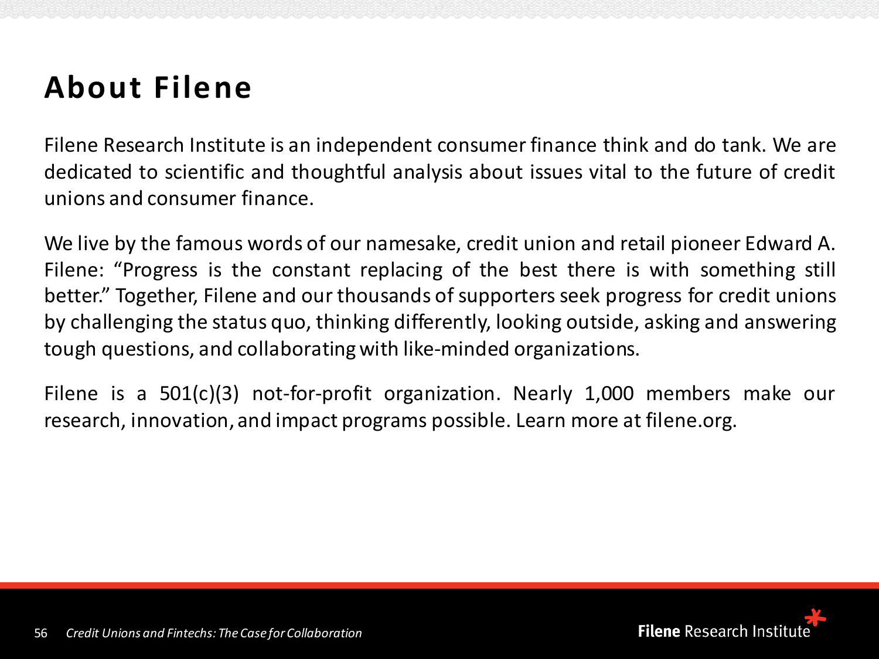# About Filene

Filene Research Institute is an independent consumer finance think and do tank. We are dedicated to scientific and thoughtful analysis about issues vital to the future of credit unions and consumer finance.

We live by the famous words of our namesake, credit union and retail pioneer Edward A. Filene: "Progress is the constant replacing of the best there is with something still better." Together, Filene and our thousands of supporters seek progress for credit unions by challenging the status quo, thinking differently, looking outside, asking and answering tough questions, and collaborating with like-minded organizations.

Filene is a 501(c)(3) not-for-profit organization. Nearly 1,000 members make our research, innovation, and impact programs possible. Learn more at filene.org.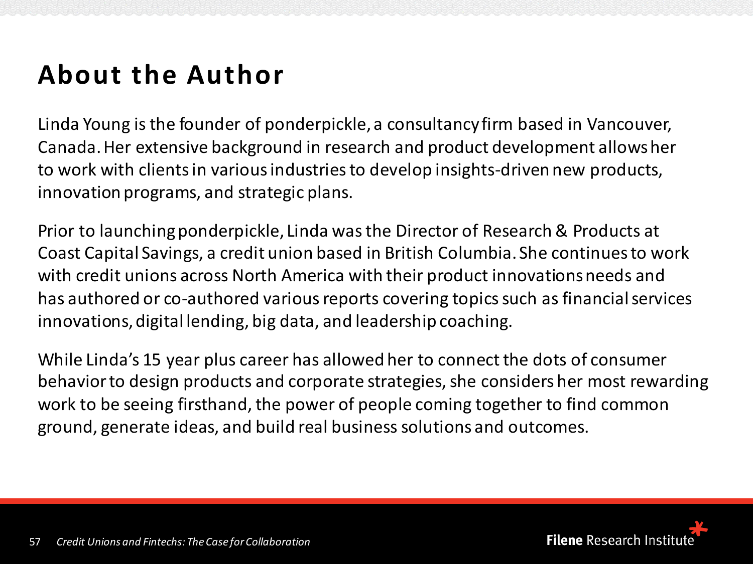# About the Author

Linda Young is the founder of ponderpickle, a consultancy firm based in Vancouver, Canada. Her extensive background in research and product development allows her to work with clients in various industries to develop insights-driven new products, innovation programs, and strategic plans.

Prior to launching ponderpickle, Linda was the Director of Research & Products at Coast Capital Savings, a credit union based in British Columbia. She continues to work with credit unions across North America with their product innovations needs and has authored or co-authored various reports covering topics such as financial services innovations, digital lending, big data, and leadership coaching.

While Linda's 15 year plus career has allowed her to connect the dots of consumer behavior to design products and corporate strategies, she considers her most rewarding work to be seeing firsthand, the power of people coming together to find common ground, generate ideas, and build real business solutions and outcomes.